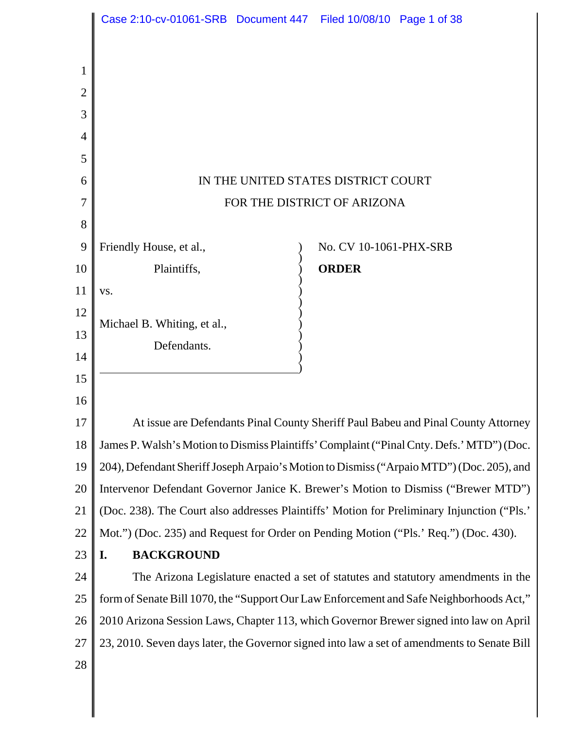IN THE UNITED STATES DISTRICT COURT
FOR THE DISTRICT OF ARIZONA

Friendly House, et al.,

Plaintiffs,

vs.

Michael B. Whiting, et al.,

Defendants.

No. CV 10-1061-PHX-SRB

**ORDER**

At issue are Defendants Pinal County Sheriff Paul Babeu and Pinal County Attorney James P. Walsh's Motion to Dismiss Plaintiffs' Complaint ("Pinal Cnty. Defs.' MTD") (Doc. 204), Defendant Sheriff Joseph Arpaio's Motion to Dismiss ("Arpaio MTD") (Doc. 205), and Intervenor Defendant Governor Janice K. Brewer's Motion to Dismiss ("Brewer MTD") (Doc. 238). The Court also addresses Plaintiffs' Motion for Preliminary Injunction ("Pls.' Mot.") (Doc. 235) and Request for Order on Pending Motion ("Pls.' Req.") (Doc. 430).

## I. BACKGROUND

The Arizona Legislature enacted a set of statutes and statutory amendments in the form of Senate Bill 1070, the "Support Our Law Enforcement and Safe Neighborhoods Act," 2010 Arizona Session Laws, Chapter 113, which Governor Brewer signed into law on April 23, 2010. Seven days later, the Governor signed into law a set of amendments to Senate Bill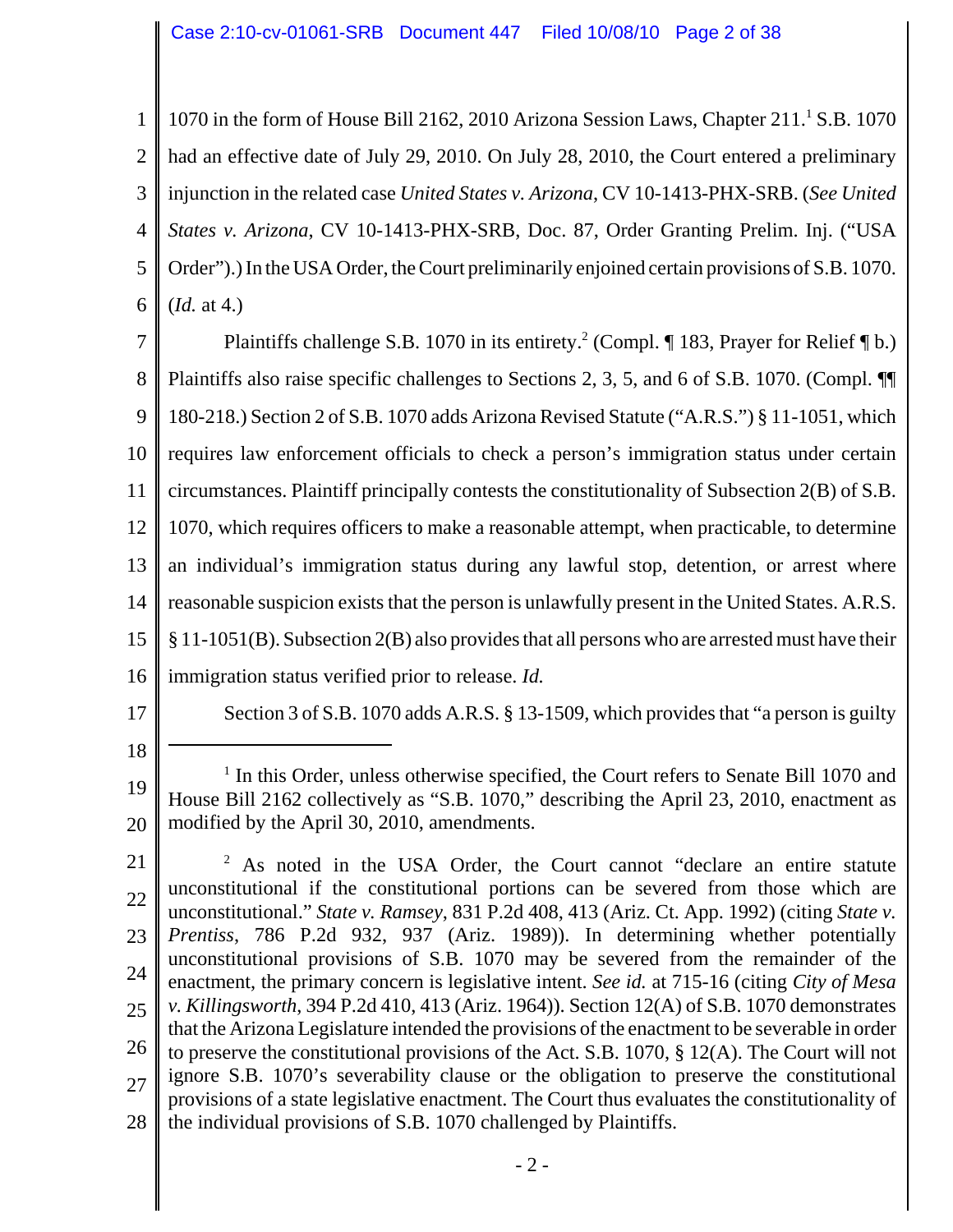1070 in the form of House Bill 2162, 2010 Arizona Session Laws, Chapter 211.[1] S.B. 1070 had an effective date of July 29, 2010. On July 28, 2010, the Court entered a preliminary injunction in the related case *United States v. Arizona*, CV 10-1413-PHX-SRB. (*See United States v. Arizona*, CV 10-1413-PHX-SRB, Doc. 87, Order Granting Prelim. Inj. ("USA Order").) In the USA Order, the Court preliminarily enjoined certain provisions of S.B. 1070. (*Id.* at 4.)

Plaintiffs challenge S.B. 1070 in its entirety.[2] (Compl. ¶ 183, Prayer for Relief ¶ b.) Plaintiffs also raise specific challenges to Sections 2, 3, 5, and 6 of S.B. 1070. (Compl. ¶¶ 180-218.) Section 2 of S.B. 1070 adds Arizona Revised Statute ("A.R.S.") § 11-1051, which requires law enforcement officials to check a person's immigration status under certain circumstances. Plaintiff principally contests the constitutionality of Subsection 2(B) of S.B. 1070, which requires officers to make a reasonable attempt, when practicable, to determine an individual's immigration status during any lawful stop, detention, or arrest where reasonable suspicion exists that the person is unlawfully present in the United States. A.R.S. § 11-1051(B). Subsection 2(B) also provides that all persons who are arrested must have their immigration status verified prior to release. *Id.*

Section 3 of S.B. 1070 adds A.R.S. § 13-1509, which provides that "a person is guilty

---

[1] In this Order, unless otherwise specified, the Court refers to Senate Bill 1070 and House Bill 2162 collectively as "S.B. 1070," describing the April 23, 2010, enactment as modified by the April 30, 2010, amendments.

[2] As noted in the USA Order, the Court cannot "declare an entire statute unconstitutional if the constitutional portions can be severed from those which are unconstitutional." *State v. Ramsey*, 831 P.2d 408, 413 (Ariz. Ct. App. 1992) (citing *State v. Prentiss*, 786 P.2d 932, 937 (Ariz. 1989)). In determining whether potentially unconstitutional provisions of S.B. 1070 may be severed from the remainder of the enactment, the primary concern is legislative intent. *See id.* at 715-16 (citing *City of Mesa v. Killingsworth*, 394 P.2d 410, 413 (Ariz. 1964)). Section 12(A) of S.B. 1070 demonstrates that the Arizona Legislature intended the provisions of the enactment to be severable in order to preserve the constitutional provisions of the Act. S.B. 1070, § 12(A). The Court will not ignore S.B. 1070's severability clause or the obligation to preserve the constitutional provisions of a state legislative enactment. The Court thus evaluates the constitutionality of the individual provisions of S.B. 1070 challenged by Plaintiffs.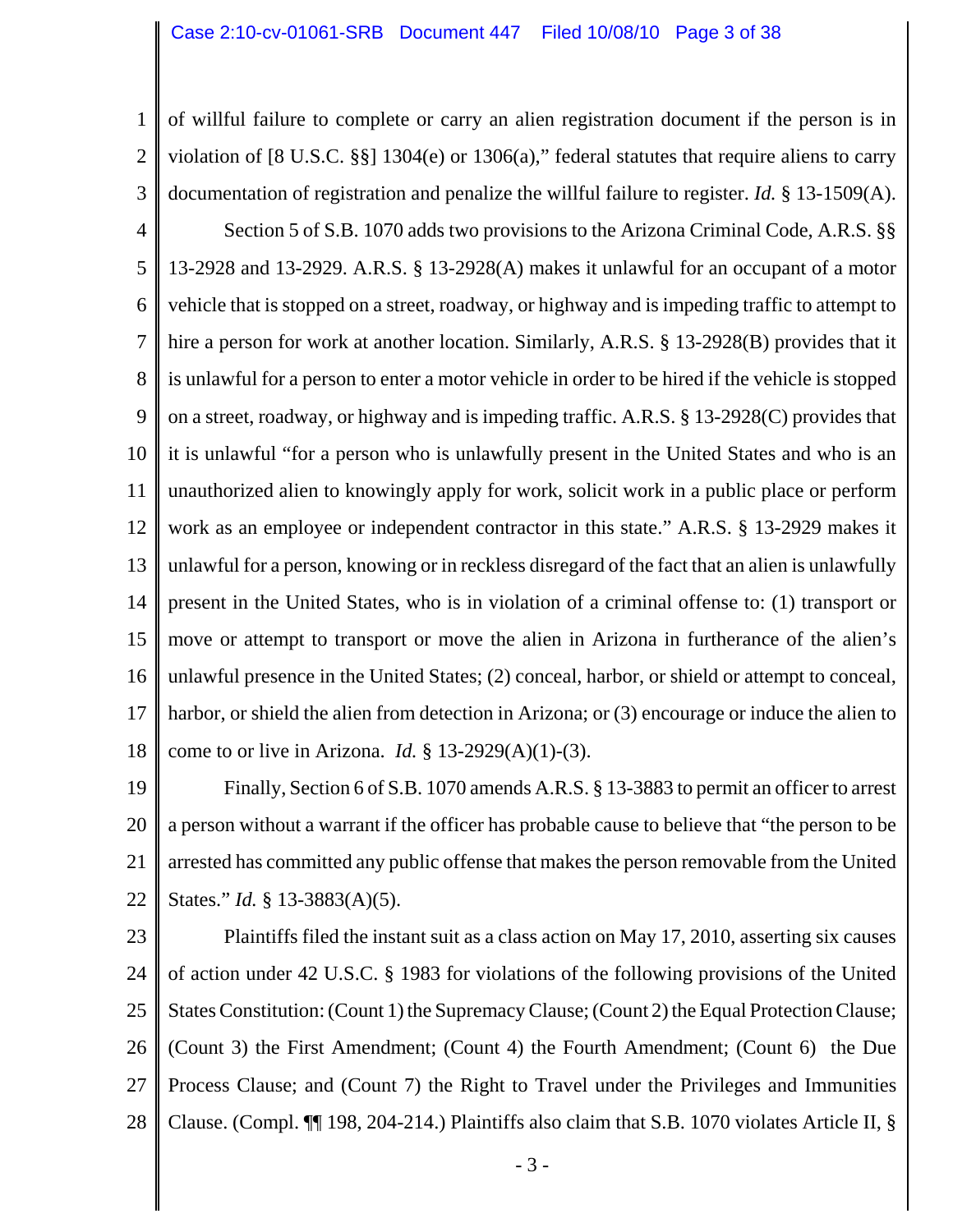of willful failure to complete or carry an alien registration document if the person is in violation of [8 U.S.C. §§] 1304(e) or 1306(a)," federal statutes that require aliens to carry documentation of registration and penalize the willful failure to register. *Id.* § 13-1509(A).

Section 5 of S.B. 1070 adds two provisions to the Arizona Criminal Code, A.R.S. §§ 13-2928 and 13-2929. A.R.S. § 13-2928(A) makes it unlawful for an occupant of a motor vehicle that is stopped on a street, roadway, or highway and is impeding traffic to attempt to hire a person for work at another location. Similarly, A.R.S. § 13-2928(B) provides that it is unlawful for a person to enter a motor vehicle in order to be hired if the vehicle is stopped on a street, roadway, or highway and is impeding traffic. A.R.S. § 13-2928(C) provides that it is unlawful "for a person who is unlawfully present in the United States and who is an unauthorized alien to knowingly apply for work, solicit work in a public place or perform work as an employee or independent contractor in this state." A.R.S. § 13-2929 makes it unlawful for a person, knowing or in reckless disregard of the fact that an alien is unlawfully present in the United States, who is in violation of a criminal offense to: (1) transport or move or attempt to transport or move the alien in Arizona in furtherance of the alien's unlawful presence in the United States; (2) conceal, harbor, or shield or attempt to conceal, harbor, or shield the alien from detection in Arizona; or (3) encourage or induce the alien to come to or live in Arizona. *Id.* § 13-2929(A)(1)-(3).

Finally, Section 6 of S.B. 1070 amends A.R.S. § 13-3883 to permit an officer to arrest a person without a warrant if the officer has probable cause to believe that "the person to be arrested has committed any public offense that makes the person removable from the United States." *Id.* § 13-3883(A)(5).

Plaintiffs filed the instant suit as a class action on May 17, 2010, asserting six causes of action under 42 U.S.C. § 1983 for violations of the following provisions of the United States Constitution: (Count 1) the Supremacy Clause; (Count 2) the Equal Protection Clause; (Count 3) the First Amendment; (Count 4) the Fourth Amendment; (Count 6) the Due Process Clause; and (Count 7) the Right to Travel under the Privileges and Immunities Clause. (Compl. ¶¶ 198, 204-214.) Plaintiffs also claim that S.B. 1070 violates Article II, §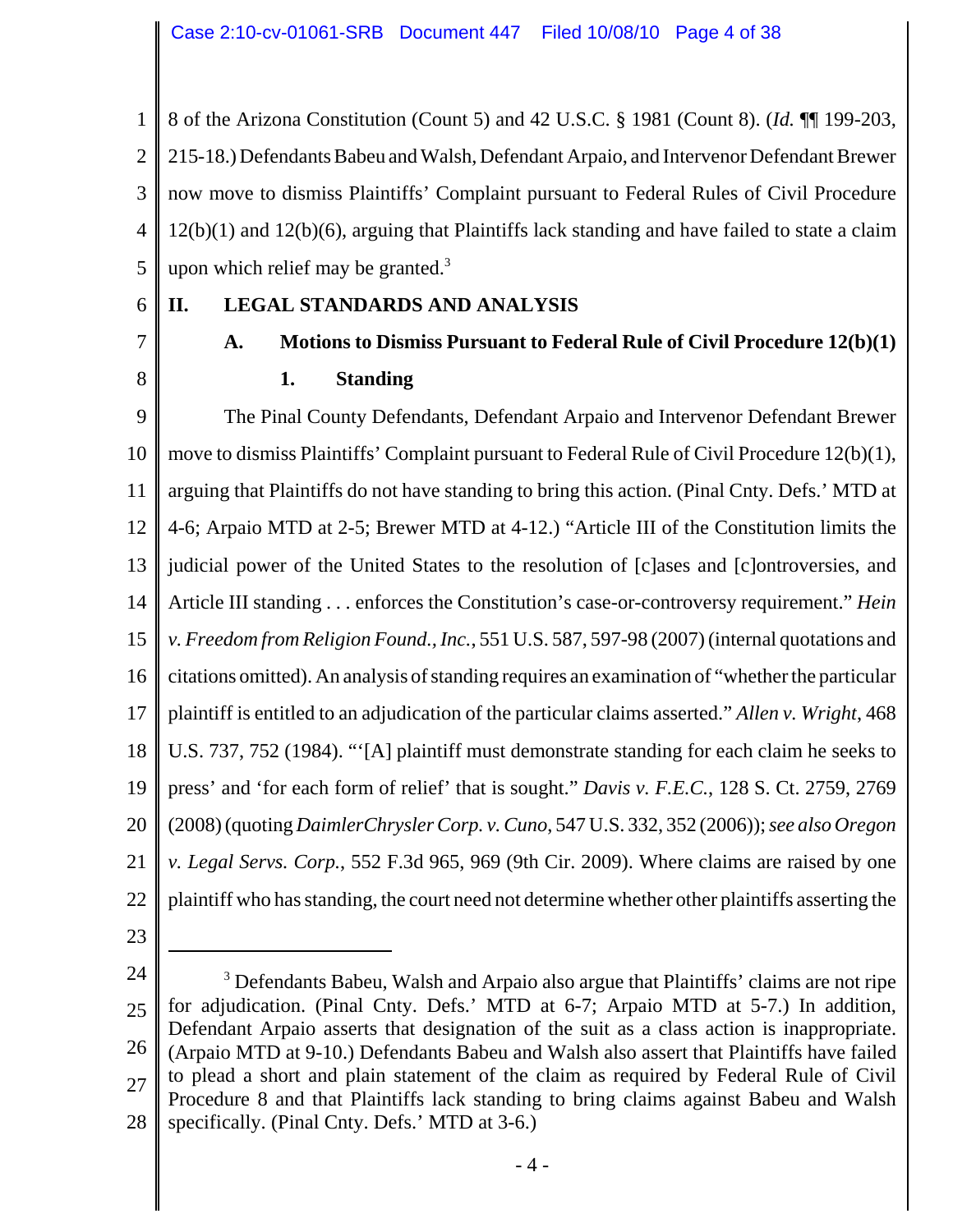8 of the Arizona Constitution (Count 5) and 42 U.S.C. § 1981 (Count 8). (*Id.* ¶¶ 199-203, 215-18.) Defendants Babeu and Walsh, Defendant Arpaio, and Intervenor Defendant Brewer now move to dismiss Plaintiffs' Complaint pursuant to Federal Rules of Civil Procedure 12(b)(1) and 12(b)(6), arguing that Plaintiffs lack standing and have failed to state a claim upon which relief may be granted.[3]

## II. LEGAL STANDARDS AND ANALYSIS

### A. Motions to Dismiss Pursuant to Federal Rule of Civil Procedure 12(b)(1)

#### 1. Standing

The Pinal County Defendants, Defendant Arpaio and Intervenor Defendant Brewer move to dismiss Plaintiffs' Complaint pursuant to Federal Rule of Civil Procedure 12(b)(1), arguing that Plaintiffs do not have standing to bring this action. (Pinal Cnty. Defs.' MTD at 4-6; Arpaio MTD at 2-5; Brewer MTD at 4-12.) "Article III of the Constitution limits the judicial power of the United States to the resolution of [c]ases and [c]ontroversies, and Article III standing . . . enforces the Constitution's case-or-controversy requirement." *Hein v. Freedom from Religion Found., Inc.*, 551 U.S. 587, 597-98 (2007) (internal quotations and citations omitted). An analysis of standing requires an examination of "whether the particular plaintiff is entitled to an adjudication of the particular claims asserted." *Allen v. Wright*, 468 U.S. 737, 752 (1984). "'[A] plaintiff must demonstrate standing for each claim he seeks to press' and 'for each form of relief' that is sought." *Davis v. F.E.C.*, 128 S. Ct. 2759, 2769 (2008) (quoting *DaimlerChrysler Corp. v. Cuno*, 547 U.S. 332, 352 (2006)); *see also Oregon v. Legal Servs. Corp.*, 552 F.3d 965, 969 (9th Cir. 2009). Where claims are raised by one plaintiff who has standing, the court need not determine whether other plaintiffs asserting the

---

[3] Defendants Babeu, Walsh and Arpaio also argue that Plaintiffs' claims are not ripe for adjudication. (Pinal Cnty. Defs.' MTD at 6-7; Arpaio MTD at 5-7.) In addition, Defendant Arpaio asserts that designation of the suit as a class action is inappropriate. (Arpaio MTD at 9-10.) Defendants Babeu and Walsh also assert that Plaintiffs have failed to plead a short and plain statement of the claim as required by Federal Rule of Civil Procedure 8 and that Plaintiffs lack standing to bring claims against Babeu and Walsh specifically. (Pinal Cnty. Defs.' MTD at 3-6.)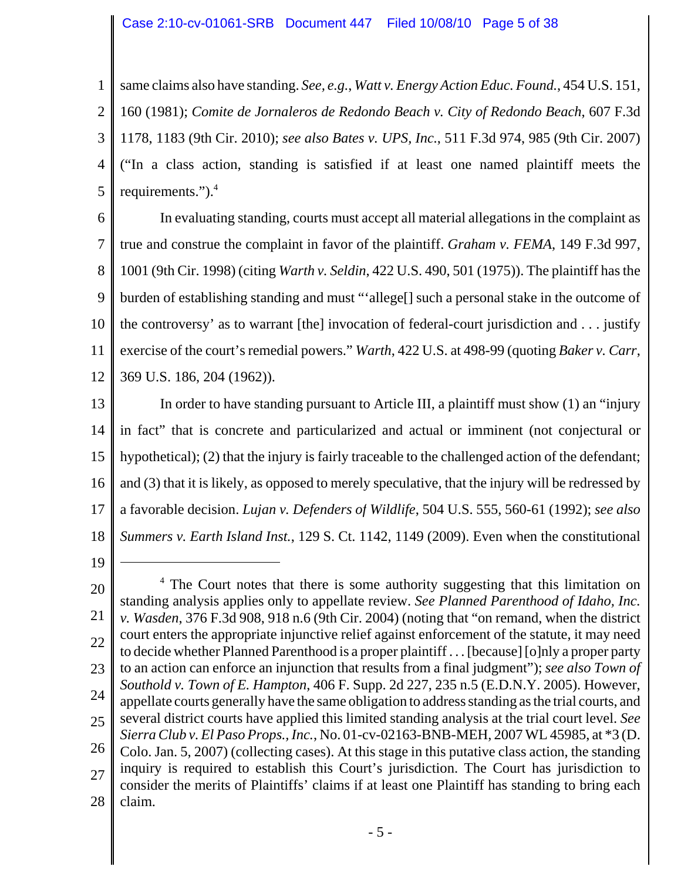same claims also have standing. *See, e.g.*, *Watt v. Energy Action Educ. Found.*, 454 U.S. 151, 160 (1981); *Comite de Jornaleros de Redondo Beach v. City of Redondo Beach*, 607 F.3d 1178, 1183 (9th Cir. 2010); *see also Bates v. UPS, Inc.*, 511 F.3d 974, 985 (9th Cir. 2007) ("In a class action, standing is satisfied if at least one named plaintiff meets the requirements.").[4]

In evaluating standing, courts must accept all material allegations in the complaint as true and construe the complaint in favor of the plaintiff. *Graham v. FEMA*, 149 F.3d 997, 1001 (9th Cir. 1998) (citing *Warth v. Seldin*, 422 U.S. 490, 501 (1975)). The plaintiff has the burden of establishing standing and must "'allege[] such a personal stake in the outcome of the controversy' as to warrant [the] invocation of federal-court jurisdiction and . . . justify exercise of the court's remedial powers." *Warth*, 422 U.S. at 498-99 (quoting *Baker v. Carr*, 369 U.S. 186, 204 (1962)).

In order to have standing pursuant to Article III, a plaintiff must show (1) an "injury in fact" that is concrete and particularized and actual or imminent (not conjectural or hypothetical); (2) that the injury is fairly traceable to the challenged action of the defendant; and (3) that it is likely, as opposed to merely speculative, that the injury will be redressed by a favorable decision. *Lujan v. Defenders of Wildlife*, 504 U.S. 555, 560-61 (1992); *see also Summers v. Earth Island Inst.*, 129 S. Ct. 1142, 1149 (2009). Even when the constitutional

---

[4] The Court notes that there is some authority suggesting that this limitation on standing analysis applies only to appellate review. *See Planned Parenthood of Idaho, Inc. v. Wasden*, 376 F.3d 908, 918 n.6 (9th Cir. 2004) (noting that "on remand, when the district court enters the appropriate injunctive relief against enforcement of the statute, it may need to decide whether Planned Parenthood is a proper plaintiff . . . [because] [o]nly a proper party to an action can enforce an injunction that results from a final judgment"); *see also Town of Southold v. Town of E. Hampton*, 406 F. Supp. 2d 227, 235 n.5 (E.D.N.Y. 2005). However, appellate courts generally have the same obligation to address standing as the trial courts, and several district courts have applied this limited standing analysis at the trial court level. *See Sierra Club v. El Paso Props., Inc.*, No. 01-cv-02163-BNB-MEH, 2007 WL 45985, at *3 (D. Colo. Jan. 5, 2007) (collecting cases). At this stage in this putative class action, the standing inquiry is required to establish this Court's jurisdiction. The Court has jurisdiction to consider the merits of Plaintiffs' claims if at least one Plaintiff has standing to bring each claim.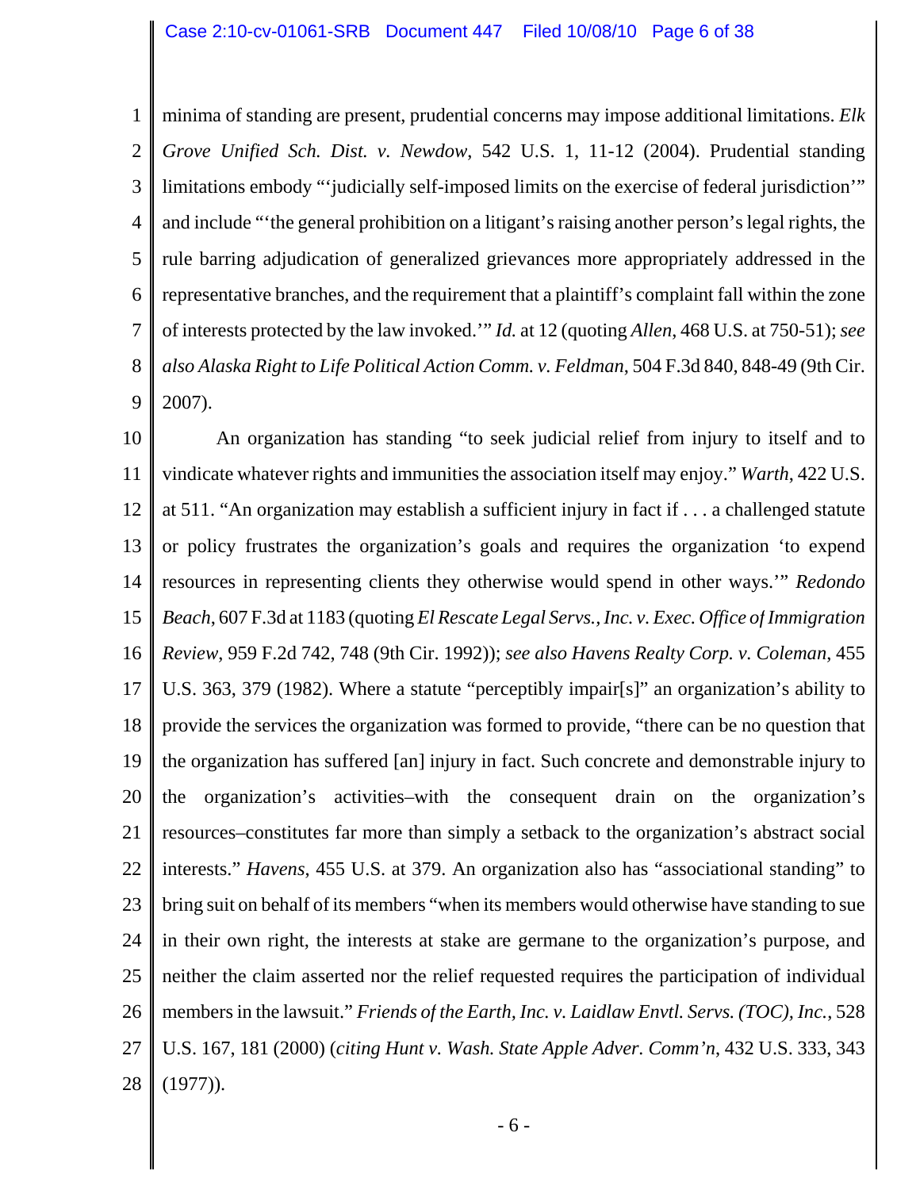minima of standing are present, prudential concerns may impose additional limitations. *Elk Grove Unified Sch. Dist. v. Newdow*, 542 U.S. 1, 11-12 (2004). Prudential standing limitations embody "'judicially self-imposed limits on the exercise of federal jurisdiction'" and include "'the general prohibition on a litigant's raising another person's legal rights, the rule barring adjudication of generalized grievances more appropriately addressed in the representative branches, and the requirement that a plaintiff's complaint fall within the zone of interests protected by the law invoked.'" *Id.* at 12 (quoting *Allen*, 468 U.S. at 750-51); *see also Alaska Right to Life Political Action Comm. v. Feldman*, 504 F.3d 840, 848-49 (9th Cir. 2007).

An organization has standing "to seek judicial relief from injury to itself and to vindicate whatever rights and immunities the association itself may enjoy." *Warth*, 422 U.S. at 511. "An organization may establish a sufficient injury in fact if . . . a challenged statute or policy frustrates the organization's goals and requires the organization 'to expend resources in representing clients they otherwise would spend in other ways.'" *Redondo Beach*, 607 F.3d at 1183 (quoting *El Rescate Legal Servs., Inc. v. Exec. Office of Immigration Review*, 959 F.2d 742, 748 (9th Cir. 1992)); *see also Havens Realty Corp. v. Coleman*, 455 U.S. 363, 379 (1982). Where a statute "perceptibly impair[s]" an organization's ability to provide the services the organization was formed to provide, "there can be no question that the organization has suffered [an] injury in fact. Such concrete and demonstrable injury to the organization's activities–with the consequent drain on the organization's resources–constitutes far more than simply a setback to the organization's abstract social interests." *Havens*, 455 U.S. at 379. An organization also has "associational standing" to bring suit on behalf of its members "when its members would otherwise have standing to sue in their own right, the interests at stake are germane to the organization's purpose, and neither the claim asserted nor the relief requested requires the participation of individual members in the lawsuit." *Friends of the Earth, Inc. v. Laidlaw Envtl. Servs. (TOC), Inc.*, 528 U.S. 167, 181 (2000) (*citing Hunt v. Wash. State Apple Adver. Comm'n*, 432 U.S. 333, 343 (1977)).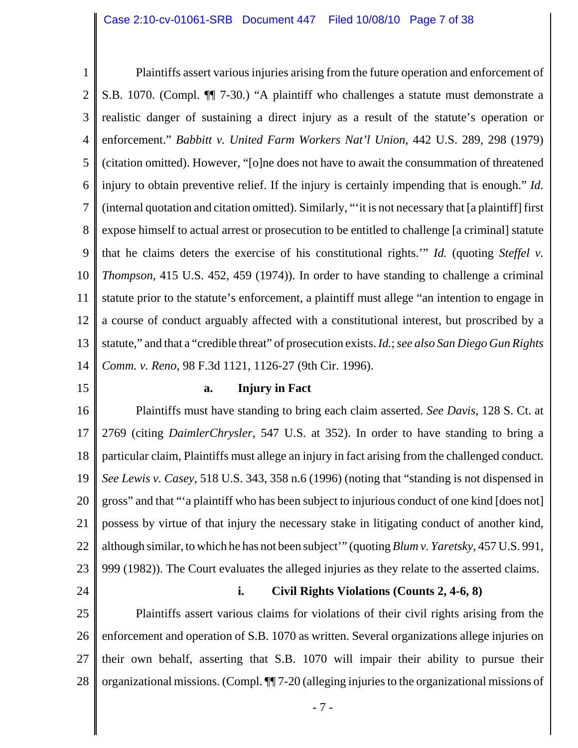Plaintiffs assert various injuries arising from the future operation and enforcement of S.B. 1070. (Compl. ¶¶ 7-30.) "A plaintiff who challenges a statute must demonstrate a realistic danger of sustaining a direct injury as a result of the statute's operation or enforcement." *Babbitt v. United Farm Workers Nat'l Union*, 442 U.S. 289, 298 (1979) (citation omitted). However, "[o]ne does not have to await the consummation of threatened injury to obtain preventive relief. If the injury is certainly impending that is enough." *Id.* (internal quotation and citation omitted). Similarly, "'it is not necessary that [a plaintiff] first expose himself to actual arrest or prosecution to be entitled to challenge [a criminal] statute that he claims deters the exercise of his constitutional rights.'" *Id.* (quoting *Steffel v. Thompson*, 415 U.S. 452, 459 (1974)). In order to have standing to challenge a criminal statute prior to the statute's enforcement, a plaintiff must allege "an intention to engage in a course of conduct arguably affected with a constitutional interest, but proscribed by a statute," and that a "credible threat" of prosecution exists. *Id.*; *see also San Diego Gun Rights Comm. v. Reno*, 98 F.3d 1121, 1126-27 (9th Cir. 1996).

**a. Injury in Fact**

Plaintiffs must have standing to bring each claim asserted. *See Davis*, 128 S. Ct. at 2769 (citing *DaimlerChrysler*, 547 U.S. at 352). In order to have standing to bring a particular claim, Plaintiffs must allege an injury in fact arising from the challenged conduct. *See Lewis v. Casey*, 518 U.S. 343, 358 n.6 (1996) (noting that "standing is not dispensed in gross" and that "'a plaintiff who has been subject to injurious conduct of one kind [does not] possess by virtue of that injury the necessary stake in litigating conduct of another kind, although similar, to which he has not been subject'" (quoting *Blum v. Yaretsky*, 457 U.S. 991, 999 (1982)). The Court evaluates the alleged injuries as they relate to the asserted claims.

**i. Civil Rights Violations (Counts 2, 4-6, 8)**

Plaintiffs assert various claims for violations of their civil rights arising from the enforcement and operation of S.B. 1070 as written. Several organizations allege injuries on their own behalf, asserting that S.B. 1070 will impair their ability to pursue their organizational missions. (Compl. ¶¶ 7-20 (alleging injuries to the organizational missions of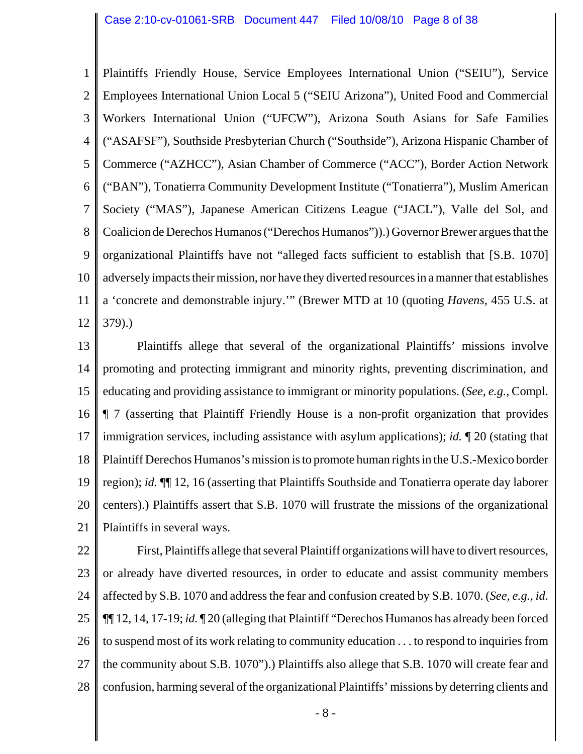Plaintiffs Friendly House, Service Employees International Union ("SEIU"), Service Employees International Union Local 5 ("SEIU Arizona"), United Food and Commercial Workers International Union ("UFCW"), Arizona South Asians for Safe Families ("ASAFSF"), Southside Presbyterian Church ("Southside"), Arizona Hispanic Chamber of Commerce ("AZHCC"), Asian Chamber of Commerce ("ACC"), Border Action Network ("BAN"), Tonatierra Community Development Institute ("Tonatierra"), Muslim American Society ("MAS"), Japanese American Citizens League ("JACL"), Valle del Sol, and Coalicion de Derechos Humanos ("Derechos Humanos")).) Governor Brewer argues that the organizational Plaintiffs have not "alleged facts sufficient to establish that [S.B. 1070] adversely impacts their mission, nor have they diverted resources in a manner that establishes a 'concrete and demonstrable injury.'" (Brewer MTD at 10 (quoting *Havens*, 455 U.S. at 379).)

Plaintiffs allege that several of the organizational Plaintiffs' missions involve promoting and protecting immigrant and minority rights, preventing discrimination, and educating and providing assistance to immigrant or minority populations. (*See, e.g.*, Compl. ¶ 7 (asserting that Plaintiff Friendly House is a non-profit organization that provides immigration services, including assistance with asylum applications); *id.* ¶ 20 (stating that Plaintiff Derechos Humanos's mission is to promote human rights in the U.S.-Mexico border region); *id.* ¶¶ 12, 16 (asserting that Plaintiffs Southside and Tonatierra operate day laborer centers).) Plaintiffs assert that S.B. 1070 will frustrate the missions of the organizational Plaintiffs in several ways.

First, Plaintiffs allege that several Plaintiff organizations will have to divert resources, or already have diverted resources, in order to educate and assist community members affected by S.B. 1070 and address the fear and confusion created by S.B. 1070. (*See, e.g.*, *id.* ¶¶ 12, 14, 17-19; *id.* ¶ 20 (alleging that Plaintiff "Derechos Humanos has already been forced to suspend most of its work relating to community education . . . to respond to inquiries from the community about S.B. 1070").) Plaintiffs also allege that S.B. 1070 will create fear and confusion, harming several of the organizational Plaintiffs' missions by deterring clients and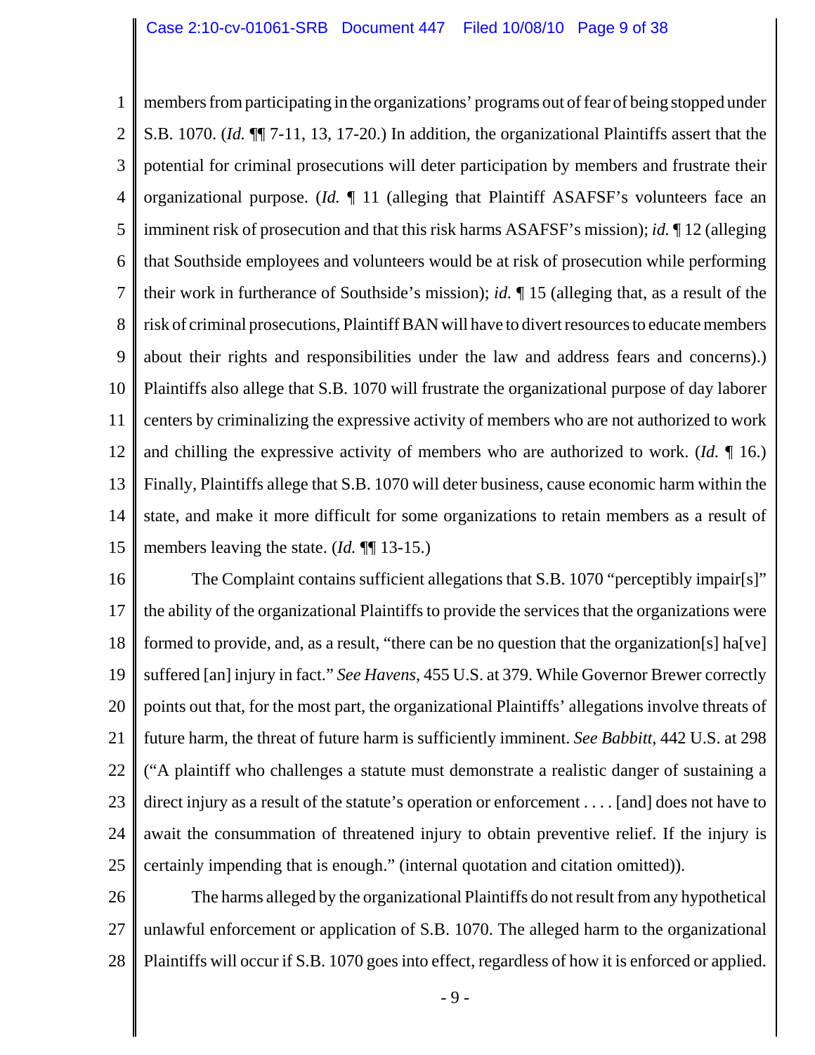members from participating in the organizations' programs out of fear of being stopped under S.B. 1070. (*Id.* ¶¶ 7-11, 13, 17-20.) In addition, the organizational Plaintiffs assert that the potential for criminal prosecutions will deter participation by members and frustrate their organizational purpose. (*Id.* ¶ 11 (alleging that Plaintiff ASAFSF's volunteers face an imminent risk of prosecution and that this risk harms ASAFSF's mission); *id.* ¶ 12 (alleging that Southside employees and volunteers would be at risk of prosecution while performing their work in furtherance of Southside's mission); *id.* ¶ 15 (alleging that, as a result of the risk of criminal prosecutions, Plaintiff BAN will have to divert resources to educate members about their rights and responsibilities under the law and address fears and concerns).) Plaintiffs also allege that S.B. 1070 will frustrate the organizational purpose of day laborer centers by criminalizing the expressive activity of members who are not authorized to work and chilling the expressive activity of members who are authorized to work. (*Id.* ¶ 16.) Finally, Plaintiffs allege that S.B. 1070 will deter business, cause economic harm within the state, and make it more difficult for some organizations to retain members as a result of members leaving the state. (*Id.* ¶¶ 13-15.)

The Complaint contains sufficient allegations that S.B. 1070 "perceptibly impair[s]" the ability of the organizational Plaintiffs to provide the services that the organizations were formed to provide, and, as a result, "there can be no question that the organization[s] ha[ve] suffered [an] injury in fact." *See Havens*, 455 U.S. at 379. While Governor Brewer correctly points out that, for the most part, the organizational Plaintiffs' allegations involve threats of future harm, the threat of future harm is sufficiently imminent. *See Babbitt*, 442 U.S. at 298 ("A plaintiff who challenges a statute must demonstrate a realistic danger of sustaining a direct injury as a result of the statute's operation or enforcement . . . . [and] does not have to await the consummation of threatened injury to obtain preventive relief. If the injury is certainly impending that is enough." (internal quotation and citation omitted)).

The harms alleged by the organizational Plaintiffs do not result from any hypothetical unlawful enforcement or application of S.B. 1070. The alleged harm to the organizational Plaintiffs will occur if S.B. 1070 goes into effect, regardless of how it is enforced or applied.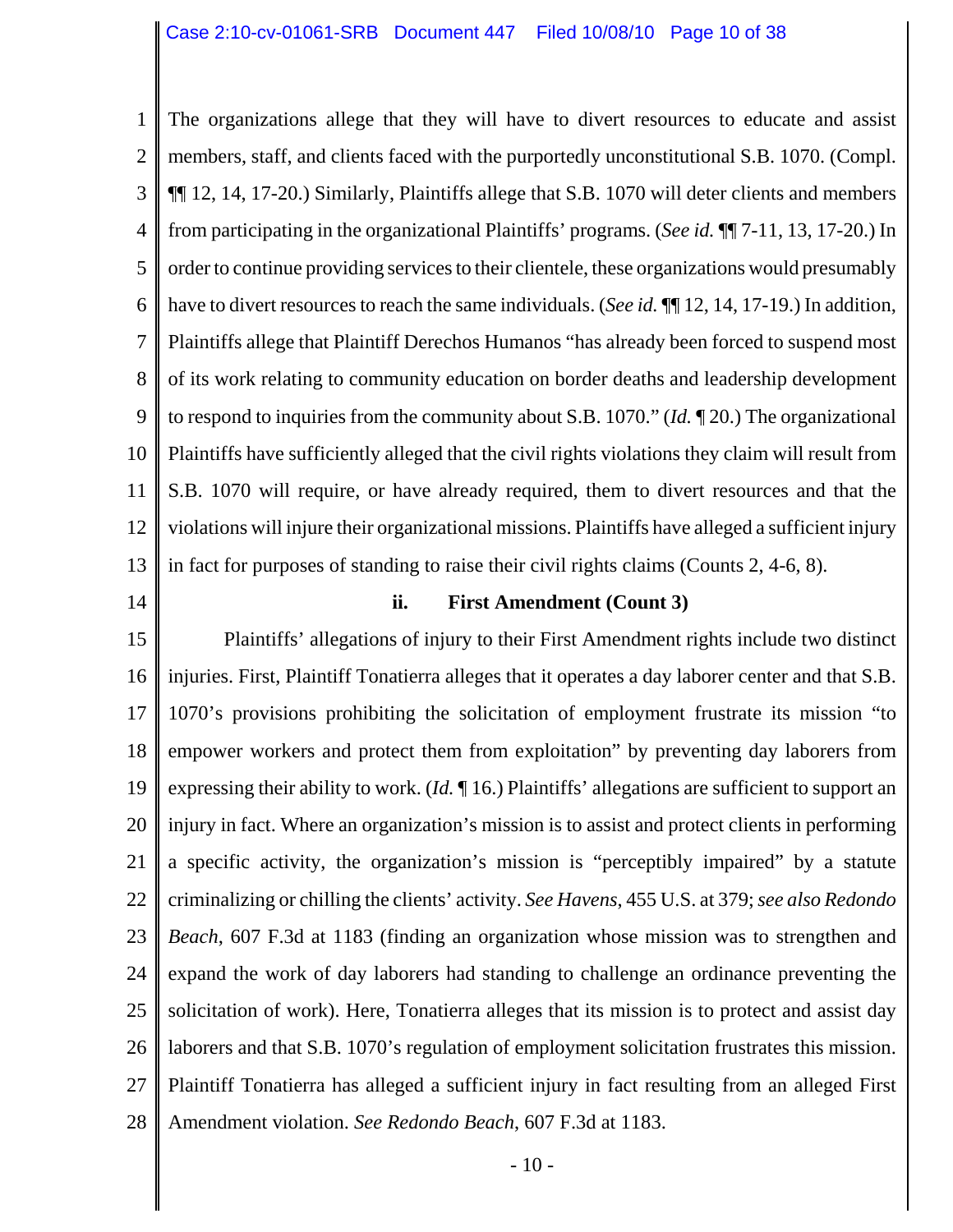The organizations allege that they will have to divert resources to educate and assist members, staff, and clients faced with the purportedly unconstitutional S.B. 1070. (Compl. ¶¶ 12, 14, 17-20.) Similarly, Plaintiffs allege that S.B. 1070 will deter clients and members from participating in the organizational Plaintiffs' programs. (*See id.* ¶¶ 7-11, 13, 17-20.) In order to continue providing services to their clientele, these organizations would presumably have to divert resources to reach the same individuals. (*See id.* ¶¶ 12, 14, 17-19.) In addition, Plaintiffs allege that Plaintiff Derechos Humanos "has already been forced to suspend most of its work relating to community education on border deaths and leadership development to respond to inquiries from the community about S.B. 1070." (*Id.* ¶ 20.) The organizational Plaintiffs have sufficiently alleged that the civil rights violations they claim will result from S.B. 1070 will require, or have already required, them to divert resources and that the violations will injure their organizational missions. Plaintiffs have alleged a sufficient injury in fact for purposes of standing to raise their civil rights claims (Counts 2, 4-6, 8).

**ii. First Amendment (Count 3)**

Plaintiffs' allegations of injury to their First Amendment rights include two distinct injuries. First, Plaintiff Tonatierra alleges that it operates a day laborer center and that S.B. 1070's provisions prohibiting the solicitation of employment frustrate its mission "to empower workers and protect them from exploitation" by preventing day laborers from expressing their ability to work. (*Id.* ¶ 16.) Plaintiffs' allegations are sufficient to support an injury in fact. Where an organization's mission is to assist and protect clients in performing a specific activity, the organization's mission is "perceptibly impaired" by a statute criminalizing or chilling the clients' activity. *See Havens*, 455 U.S. at 379; *see also Redondo Beach*, 607 F.3d at 1183 (finding an organization whose mission was to strengthen and expand the work of day laborers had standing to challenge an ordinance preventing the solicitation of work). Here, Tonatierra alleges that its mission is to protect and assist day laborers and that S.B. 1070's regulation of employment solicitation frustrates this mission. Plaintiff Tonatierra has alleged a sufficient injury in fact resulting from an alleged First Amendment violation. *See Redondo Beach*, 607 F.3d at 1183.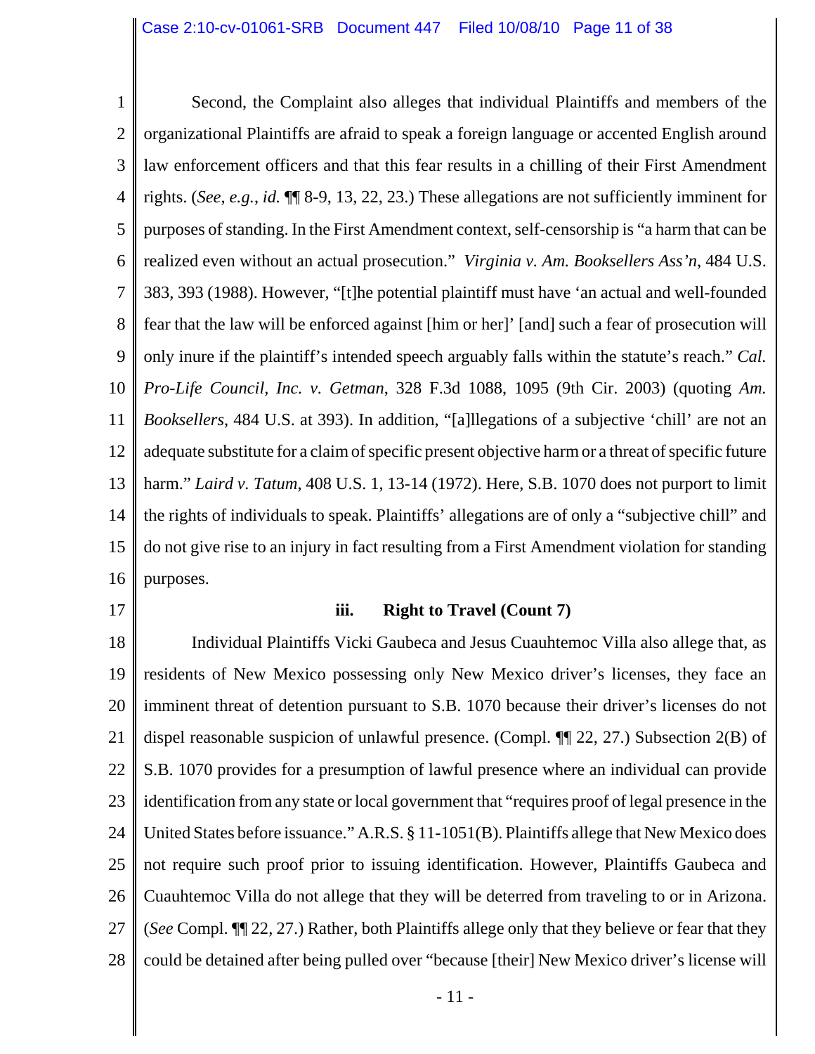Second, the Complaint also alleges that individual Plaintiffs and members of the organizational Plaintiffs are afraid to speak a foreign language or accented English around law enforcement officers and that this fear results in a chilling of their First Amendment rights. (*See, e.g.*, *id.* ¶¶ 8-9, 13, 22, 23.) These allegations are not sufficiently imminent for purposes of standing. In the First Amendment context, self-censorship is "a harm that can be realized even without an actual prosecution." *Virginia v. Am. Booksellers Ass'n*, 484 U.S. 383, 393 (1988). However, "[t]he potential plaintiff must have 'an actual and well-founded fear that the law will be enforced against [him or her]' [and] such a fear of prosecution will only inure if the plaintiff's intended speech arguably falls within the statute's reach." *Cal. Pro-Life Council, Inc. v. Getman*, 328 F.3d 1088, 1095 (9th Cir. 2003) (quoting *Am. Booksellers*, 484 U.S. at 393). In addition, "[a]llegations of a subjective 'chill' are not an adequate substitute for a claim of specific present objective harm or a threat of specific future harm." *Laird v. Tatum*, 408 U.S. 1, 13-14 (1972). Here, S.B. 1070 does not purport to limit the rights of individuals to speak. Plaintiffs' allegations are of only a "subjective chill" and do not give rise to an injury in fact resulting from a First Amendment violation for standing purposes.

**iii. Right to Travel (Count 7)**

Individual Plaintiffs Vicki Gaubeca and Jesus Cuauhtemoc Villa also allege that, as residents of New Mexico possessing only New Mexico driver's licenses, they face an imminent threat of detention pursuant to S.B. 1070 because their driver's licenses do not dispel reasonable suspicion of unlawful presence. (Compl. ¶¶ 22, 27.) Subsection 2(B) of S.B. 1070 provides for a presumption of lawful presence where an individual can provide identification from any state or local government that "requires proof of legal presence in the United States before issuance." A.R.S. § 11-1051(B). Plaintiffs allege that New Mexico does not require such proof prior to issuing identification. However, Plaintiffs Gaubeca and Cuauhtemoc Villa do not allege that they will be deterred from traveling to or in Arizona. (*See* Compl. ¶¶ 22, 27.) Rather, both Plaintiffs allege only that they believe or fear that they could be detained after being pulled over "because [their] New Mexico driver's license will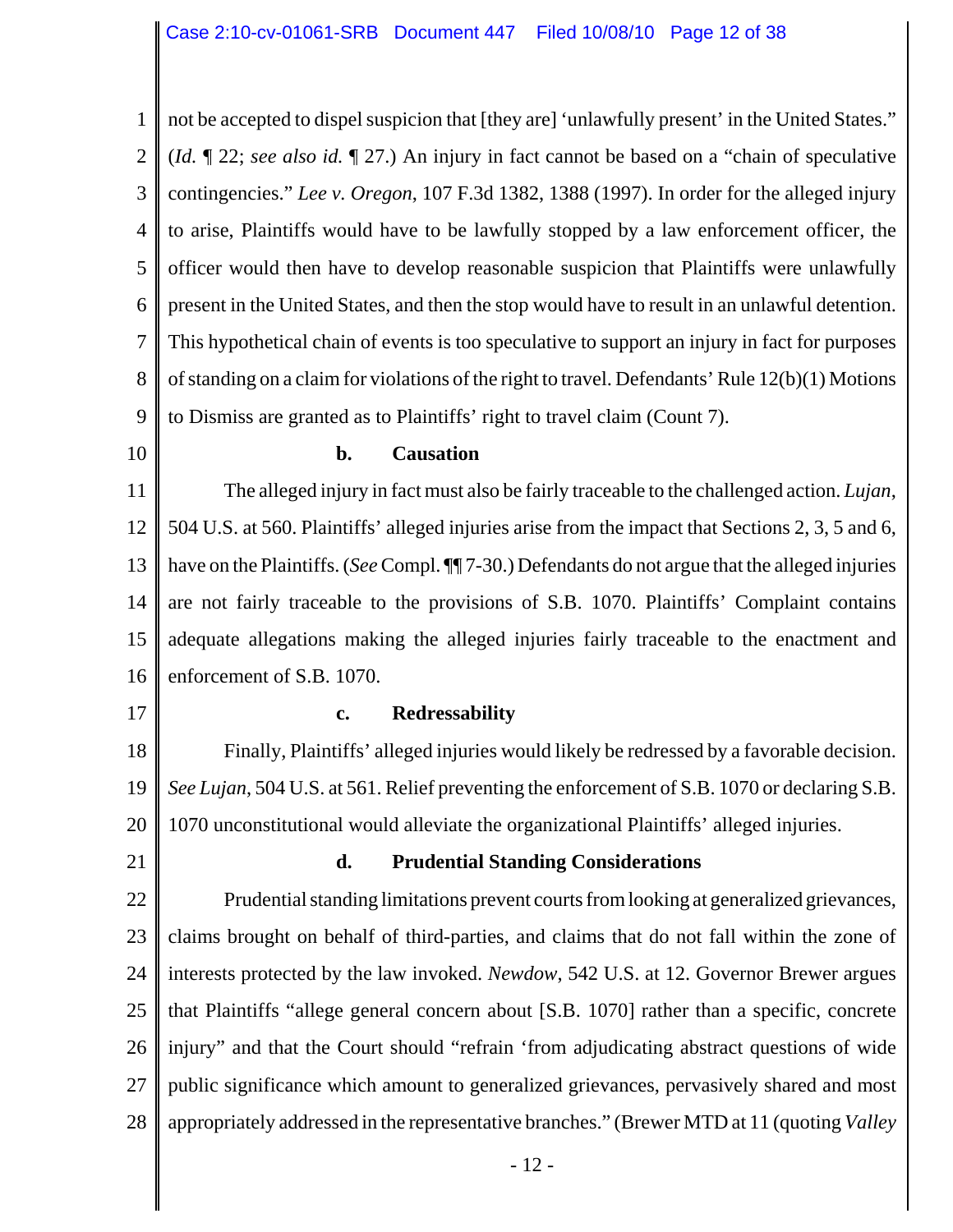not be accepted to dispel suspicion that [they are] 'unlawfully present' in the United States." (*Id.* ¶ 22; *see also id.* ¶ 27.) An injury in fact cannot be based on a "chain of speculative contingencies." *Lee v. Oregon*, 107 F.3d 1382, 1388 (1997). In order for the alleged injury to arise, Plaintiffs would have to be lawfully stopped by a law enforcement officer, the officer would then have to develop reasonable suspicion that Plaintiffs were unlawfully present in the United States, and then the stop would have to result in an unlawful detention. This hypothetical chain of events is too speculative to support an injury in fact for purposes of standing on a claim for violations of the right to travel. Defendants' Rule 12(b)(1) Motions to Dismiss are granted as to Plaintiffs' right to travel claim (Count 7).

**b. Causation**

The alleged injury in fact must also be fairly traceable to the challenged action. *Lujan*, 504 U.S. at 560. Plaintiffs' alleged injuries arise from the impact that Sections 2, 3, 5 and 6, have on the Plaintiffs. (*See* Compl. ¶¶ 7-30.) Defendants do not argue that the alleged injuries are not fairly traceable to the provisions of S.B. 1070. Plaintiffs' Complaint contains adequate allegations making the alleged injuries fairly traceable to the enactment and enforcement of S.B. 1070.

**c. Redressability**

Finally, Plaintiffs' alleged injuries would likely be redressed by a favorable decision. *See Lujan*, 504 U.S. at 561. Relief preventing the enforcement of S.B. 1070 or declaring S.B. 1070 unconstitutional would alleviate the organizational Plaintiffs' alleged injuries.

**d. Prudential Standing Considerations**

Prudential standing limitations prevent courts from looking at generalized grievances, claims brought on behalf of third-parties, and claims that do not fall within the zone of interests protected by the law invoked. *Newdow*, 542 U.S. at 12. Governor Brewer argues that Plaintiffs "allege general concern about [S.B. 1070] rather than a specific, concrete injury" and that the Court should "refrain 'from adjudicating abstract questions of wide public significance which amount to generalized grievances, pervasively shared and most appropriately addressed in the representative branches." (Brewer MTD at 11 (quoting *Valley*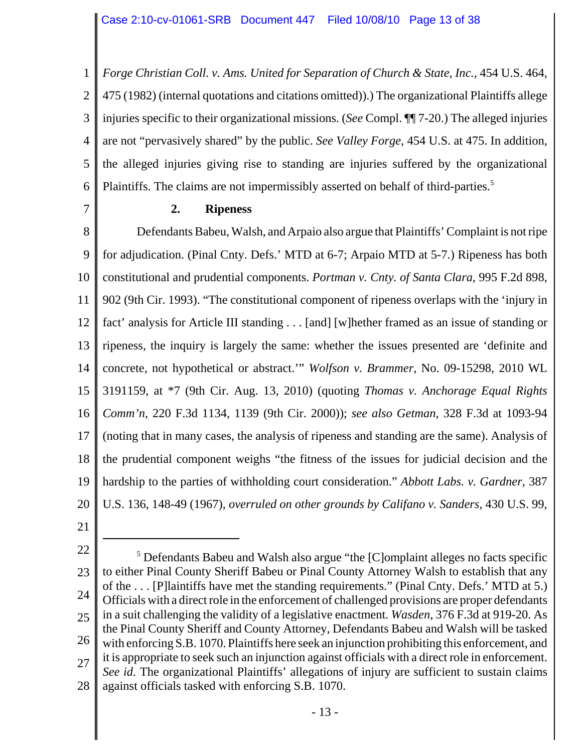*Forge Christian Coll. v. Ams. United for Separation of Church & State, Inc.*, 454 U.S. 464, 475 (1982) (internal quotations and citations omitted)).) The organizational Plaintiffs allege injuries specific to their organizational missions. (*See* Compl. ¶¶ 7-20.) The alleged injuries are not "pervasively shared" by the public. *See Valley Forge*, 454 U.S. at 475. In addition, the alleged injuries giving rise to standing are injuries suffered by the organizational Plaintiffs. The claims are not impermissibly asserted on behalf of third-parties.[5]

### 2. Ripeness

Defendants Babeu, Walsh, and Arpaio also argue that Plaintiffs' Complaint is not ripe for adjudication. (Pinal Cnty. Defs.' MTD at 6-7; Arpaio MTD at 5-7.) Ripeness has both constitutional and prudential components. *Portman v. Cnty. of Santa Clara*, 995 F.2d 898, 902 (9th Cir. 1993). "The constitutional component of ripeness overlaps with the 'injury in fact' analysis for Article III standing . . . [and] [w]hether framed as an issue of standing or ripeness, the inquiry is largely the same: whether the issues presented are 'definite and concrete, not hypothetical or abstract.'" *Wolfson v. Brammer*, No. 09-15298, 2010 WL 3191159, at *7 (9th Cir. Aug. 13, 2010) (quoting *Thomas v. Anchorage Equal Rights Comm'n*, 220 F.3d 1134, 1139 (9th Cir. 2000)); *see also Getman*, 328 F.3d at 1093-94 (noting that in many cases, the analysis of ripeness and standing are the same). Analysis of the prudential component weighs "the fitness of the issues for judicial decision and the hardship to the parties of withholding court consideration." *Abbott Labs. v. Gardner*, 387 U.S. 136, 148-49 (1967), *overruled on other grounds by Califano v. Sanders*, 430 U.S. 99,

---

[5] Defendants Babeu and Walsh also argue "the [C]omplaint alleges no facts specific to either Pinal County Sheriff Babeu or Pinal County Attorney Walsh to establish that any of the . . . [P]laintiffs have met the standing requirements." (Pinal Cnty. Defs.' MTD at 5.) Officials with a direct role in the enforcement of challenged provisions are proper defendants in a suit challenging the validity of a legislative enactment. *Wasden*, 376 F.3d at 919-20. As the Pinal County Sheriff and County Attorney, Defendants Babeu and Walsh will be tasked with enforcing S.B. 1070. Plaintiffs here seek an injunction prohibiting this enforcement, and it is appropriate to seek such an injunction against officials with a direct role in enforcement. *See id.* The organizational Plaintiffs' allegations of injury are sufficient to sustain claims against officials tasked with enforcing S.B. 1070.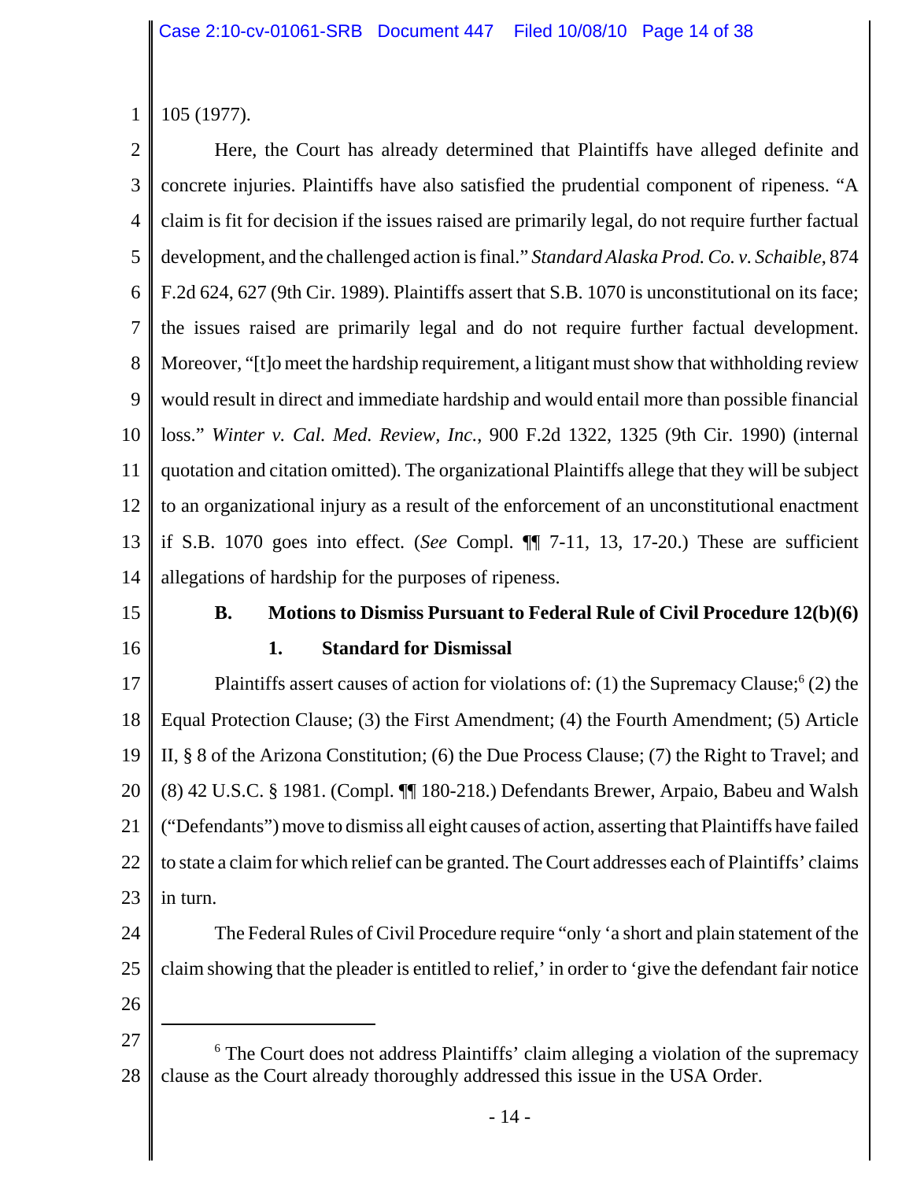105 (1977).

Here, the Court has already determined that Plaintiffs have alleged definite and concrete injuries. Plaintiffs have also satisfied the prudential component of ripeness. "A claim is fit for decision if the issues raised are primarily legal, do not require further factual development, and the challenged action is final." *Standard Alaska Prod. Co. v. Schaible*, 874 F.2d 624, 627 (9th Cir. 1989). Plaintiffs assert that S.B. 1070 is unconstitutional on its face; the issues raised are primarily legal and do not require further factual development. Moreover, "[t]o meet the hardship requirement, a litigant must show that withholding review would result in direct and immediate hardship and would entail more than possible financial loss." *Winter v. Cal. Med. Review, Inc.*, 900 F.2d 1322, 1325 (9th Cir. 1990) (internal quotation and citation omitted). The organizational Plaintiffs allege that they will be subject to an organizational injury as a result of the enforcement of an unconstitutional enactment if S.B. 1070 goes into effect. (*See* Compl. ¶¶ 7-11, 13, 17-20.) These are sufficient allegations of hardship for the purposes of ripeness.

### B. Motions to Dismiss Pursuant to Federal Rule of Civil Procedure 12(b)(6)

#### 1. Standard for Dismissal

Plaintiffs assert causes of action for violations of: (1) the Supremacy Clause;[6] (2) the Equal Protection Clause; (3) the First Amendment; (4) the Fourth Amendment; (5) Article II, § 8 of the Arizona Constitution; (6) the Due Process Clause; (7) the Right to Travel; and (8) 42 U.S.C. § 1981. (Compl. ¶¶ 180-218.) Defendants Brewer, Arpaio, Babeu and Walsh ("Defendants") move to dismiss all eight causes of action, asserting that Plaintiffs have failed to state a claim for which relief can be granted. The Court addresses each of Plaintiffs' claims in turn.

The Federal Rules of Civil Procedure require "only 'a short and plain statement of the claim showing that the pleader is entitled to relief,' in order to 'give the defendant fair notice

---

[6] The Court does not address Plaintiffs' claim alleging a violation of the supremacy clause as the Court already thoroughly addressed this issue in the USA Order.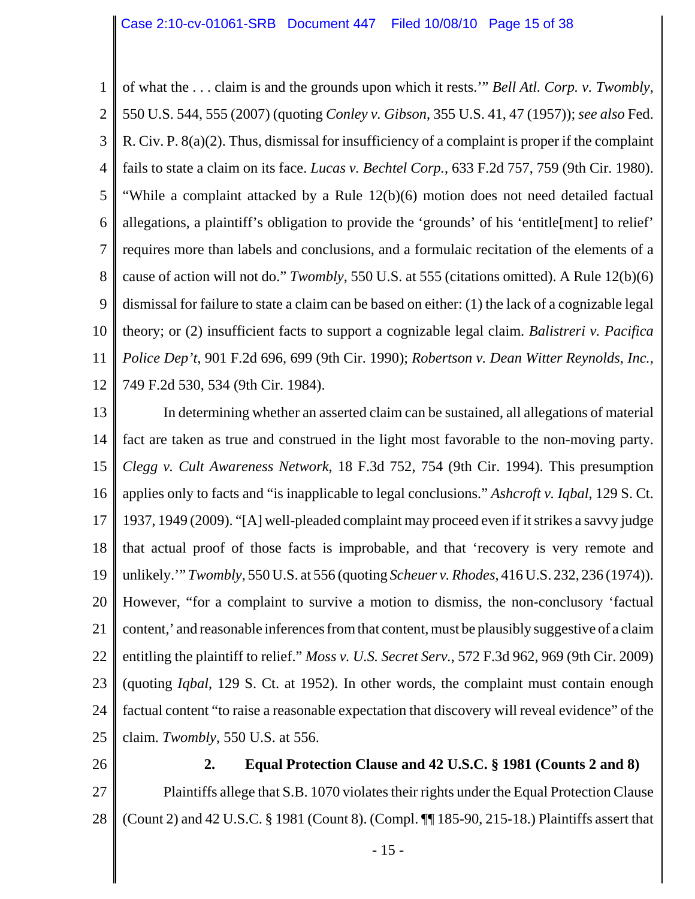of what the . . . claim is and the grounds upon which it rests.'" *Bell Atl. Corp. v. Twombly*, 550 U.S. 544, 555 (2007) (quoting *Conley v. Gibson*, 355 U.S. 41, 47 (1957)); *see also* Fed. R. Civ. P. 8(a)(2). Thus, dismissal for insufficiency of a complaint is proper if the complaint fails to state a claim on its face. *Lucas v. Bechtel Corp.*, 633 F.2d 757, 759 (9th Cir. 1980). "While a complaint attacked by a Rule 12(b)(6) motion does not need detailed factual allegations, a plaintiff's obligation to provide the 'grounds' of his 'entitle[ment] to relief' requires more than labels and conclusions, and a formulaic recitation of the elements of a cause of action will not do." *Twombly*, 550 U.S. at 555 (citations omitted). A Rule 12(b)(6) dismissal for failure to state a claim can be based on either: (1) the lack of a cognizable legal theory; or (2) insufficient facts to support a cognizable legal claim. *Balistreri v. Pacifica Police Dep't*, 901 F.2d 696, 699 (9th Cir. 1990); *Robertson v. Dean Witter Reynolds, Inc.*, 749 F.2d 530, 534 (9th Cir. 1984).

In determining whether an asserted claim can be sustained, all allegations of material fact are taken as true and construed in the light most favorable to the non-moving party. *Clegg v. Cult Awareness Network*, 18 F.3d 752, 754 (9th Cir. 1994). This presumption applies only to facts and "is inapplicable to legal conclusions." *Ashcroft v. Iqbal*, 129 S. Ct. 1937, 1949 (2009). "[A] well-pleaded complaint may proceed even if it strikes a savvy judge that actual proof of those facts is improbable, and that 'recovery is very remote and unlikely.'" *Twombly*, 550 U.S. at 556 (quoting *Scheuer v. Rhodes*, 416 U.S. 232, 236 (1974)). However, "for a complaint to survive a motion to dismiss, the non-conclusory 'factual content,' and reasonable inferences from that content, must be plausibly suggestive of a claim entitling the plaintiff to relief." *Moss v. U.S. Secret Serv.*, 572 F.3d 962, 969 (9th Cir. 2009) (quoting *Iqbal*, 129 S. Ct. at 1952). In other words, the complaint must contain enough factual content "to raise a reasonable expectation that discovery will reveal evidence" of the claim. *Twombly*, 550 U.S. at 556.

### 2. Equal Protection Clause and 42 U.S.C. § 1981 (Counts 2 and 8)

Plaintiffs allege that S.B. 1070 violates their rights under the Equal Protection Clause (Count 2) and 42 U.S.C. § 1981 (Count 8). (Compl. ¶¶ 185-90, 215-18.) Plaintiffs assert that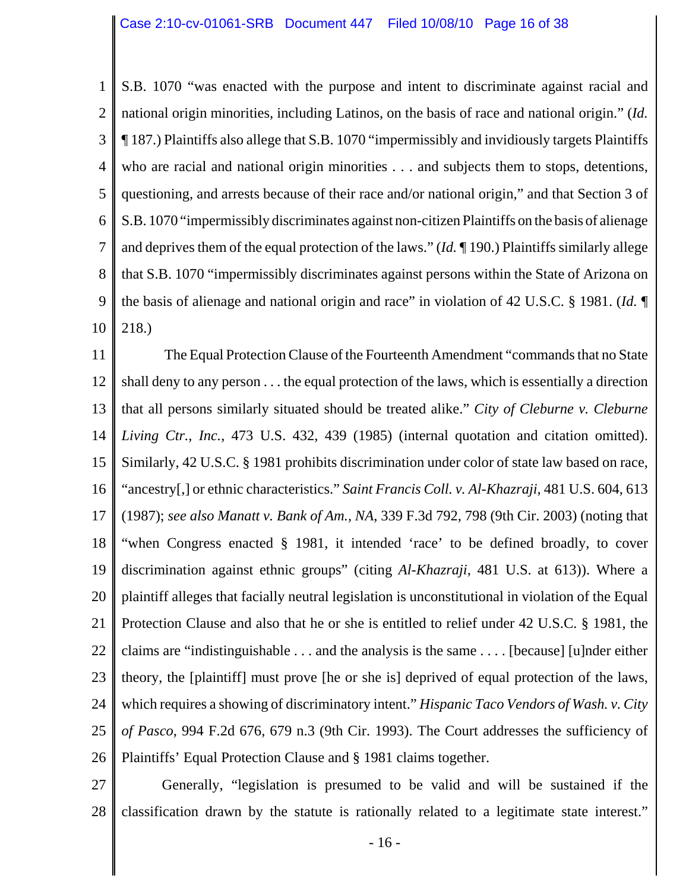S.B. 1070 "was enacted with the purpose and intent to discriminate against racial and national origin minorities, including Latinos, on the basis of race and national origin." (*Id.* ¶ 187.) Plaintiffs also allege that S.B. 1070 "impermissibly and invidiously targets Plaintiffs who are racial and national origin minorities . . . and subjects them to stops, detentions, questioning, and arrests because of their race and/or national origin," and that Section 3 of S.B. 1070 "impermissibly discriminates against non-citizen Plaintiffs on the basis of alienage and deprives them of the equal protection of the laws." (*Id.* ¶ 190.) Plaintiffs similarly allege that S.B. 1070 "impermissibly discriminates against persons within the State of Arizona on the basis of alienage and national origin and race" in violation of 42 U.S.C. § 1981. (*Id.* ¶ 218.)

The Equal Protection Clause of the Fourteenth Amendment "commands that no State shall deny to any person . . . the equal protection of the laws, which is essentially a direction that all persons similarly situated should be treated alike." *City of Cleburne v. Cleburne Living Ctr., Inc.*, 473 U.S. 432, 439 (1985) (internal quotation and citation omitted). Similarly, 42 U.S.C. § 1981 prohibits discrimination under color of state law based on race, "ancestry[,] or ethnic characteristics." *Saint Francis Coll. v. Al-Khazraji*, 481 U.S. 604, 613 (1987); *see also Manatt v. Bank of Am., NA*, 339 F.3d 792, 798 (9th Cir. 2003) (noting that "when Congress enacted § 1981, it intended 'race' to be defined broadly, to cover discrimination against ethnic groups" (citing *Al-Khazraji*, 481 U.S. at 613)). Where a plaintiff alleges that facially neutral legislation is unconstitutional in violation of the Equal Protection Clause and also that he or she is entitled to relief under 42 U.S.C. § 1981, the claims are "indistinguishable . . . and the analysis is the same . . . . [because] [u]nder either theory, the [plaintiff] must prove [he or she is] deprived of equal protection of the laws, which requires a showing of discriminatory intent." *Hispanic Taco Vendors of Wash. v. City of Pasco*, 994 F.2d 676, 679 n.3 (9th Cir. 1993). The Court addresses the sufficiency of Plaintiffs' Equal Protection Clause and § 1981 claims together.

Generally, "legislation is presumed to be valid and will be sustained if the classification drawn by the statute is rationally related to a legitimate state interest."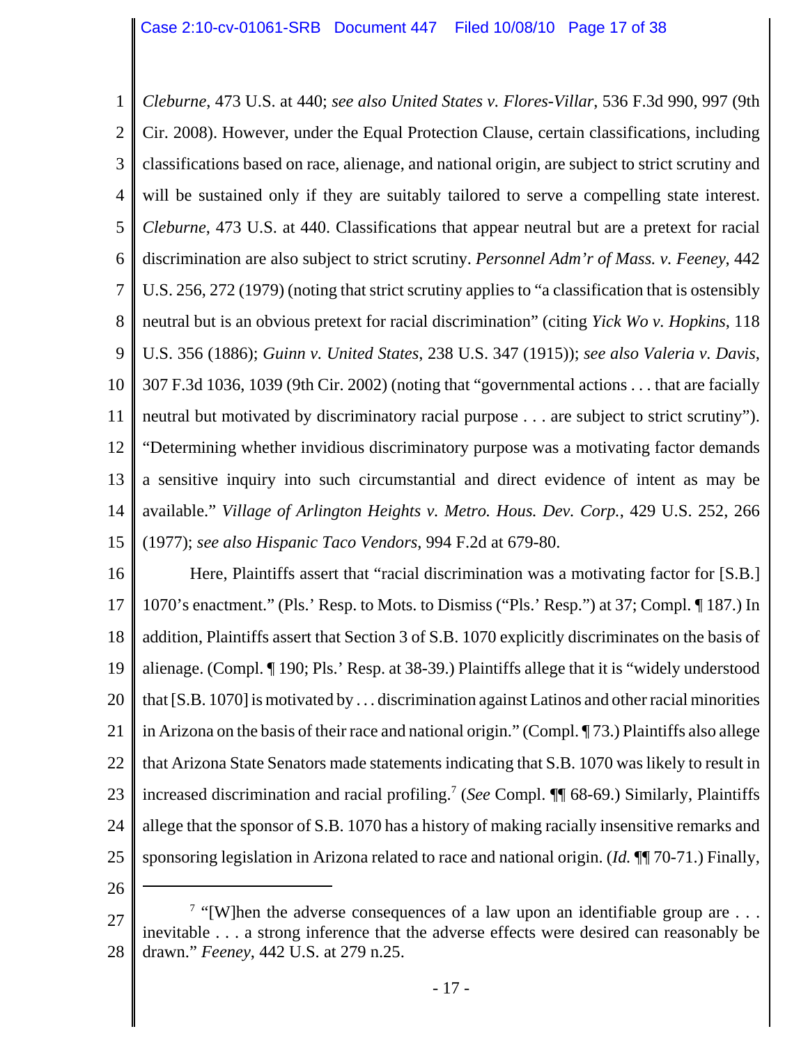*Cleburne*, 473 U.S. at 440; *see also United States v. Flores-Villar*, 536 F.3d 990, 997 (9th Cir. 2008). However, under the Equal Protection Clause, certain classifications, including classifications based on race, alienage, and national origin, are subject to strict scrutiny and will be sustained only if they are suitably tailored to serve a compelling state interest. *Cleburne*, 473 U.S. at 440. Classifications that appear neutral but are a pretext for racial discrimination are also subject to strict scrutiny. *Personnel Adm'r of Mass. v. Feeney*, 442 U.S. 256, 272 (1979) (noting that strict scrutiny applies to "a classification that is ostensibly neutral but is an obvious pretext for racial discrimination" (citing *Yick Wo v. Hopkins*, 118 U.S. 356 (1886); *Guinn v. United States*, 238 U.S. 347 (1915)); *see also Valeria v. Davis*, 307 F.3d 1036, 1039 (9th Cir. 2002) (noting that "governmental actions . . . that are facially neutral but motivated by discriminatory racial purpose . . . are subject to strict scrutiny"). "Determining whether invidious discriminatory purpose was a motivating factor demands a sensitive inquiry into such circumstantial and direct evidence of intent as may be available." *Village of Arlington Heights v. Metro. Hous. Dev. Corp.*, 429 U.S. 252, 266 (1977); *see also Hispanic Taco Vendors*, 994 F.2d at 679-80.

Here, Plaintiffs assert that "racial discrimination was a motivating factor for [S.B.] 1070's enactment." (Pls.' Resp. to Mots. to Dismiss ("Pls.' Resp.") at 37; Compl. ¶ 187.) In addition, Plaintiffs assert that Section 3 of S.B. 1070 explicitly discriminates on the basis of alienage. (Compl. ¶ 190; Pls.' Resp. at 38-39.) Plaintiffs allege that it is "widely understood that [S.B. 1070] is motivated by . . . discrimination against Latinos and other racial minorities in Arizona on the basis of their race and national origin." (Compl. ¶ 73.) Plaintiffs also allege that Arizona State Senators made statements indicating that S.B. 1070 was likely to result in increased discrimination and racial profiling.[7] (*See* Compl. ¶¶ 68-69.) Similarly, Plaintiffs allege that the sponsor of S.B. 1070 has a history of making racially insensitive remarks and sponsoring legislation in Arizona related to race and national origin. (*Id.* ¶¶ 70-71.) Finally,

---

[7] "[W]hen the adverse consequences of a law upon an identifiable group are . . . inevitable . . . a strong inference that the adverse effects were desired can reasonably be drawn." *Feeney*, 442 U.S. at 279 n.25.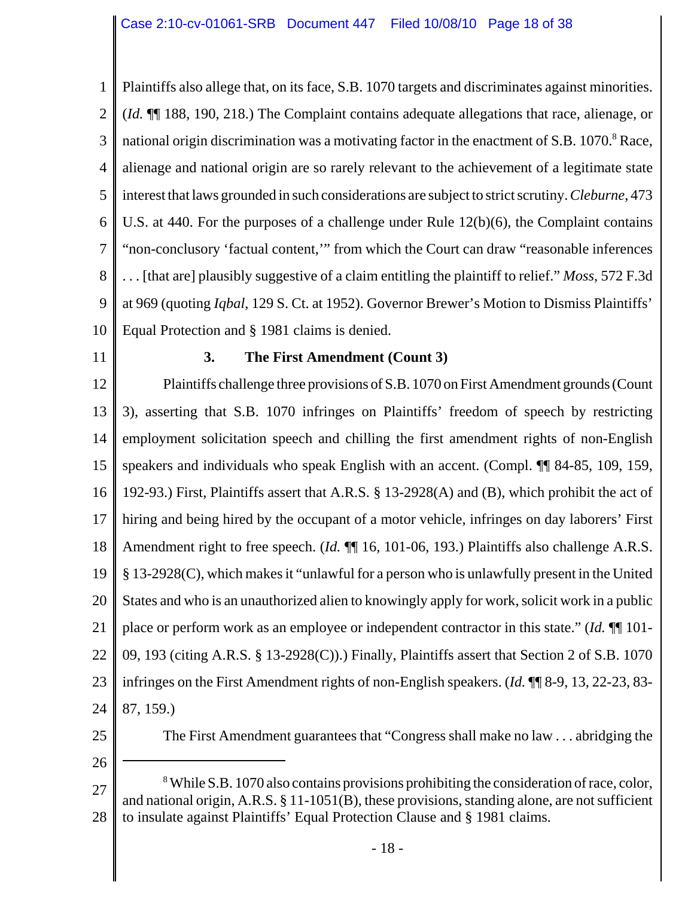Plaintiffs also allege that, on its face, S.B. 1070 targets and discriminates against minorities. (*Id.* ¶¶ 188, 190, 218.) The Complaint contains adequate allegations that race, alienage, or national origin discrimination was a motivating factor in the enactment of S.B. 1070.[8] Race, alienage and national origin are so rarely relevant to the achievement of a legitimate state interest that laws grounded in such considerations are subject to strict scrutiny. *Cleburne*, 473 U.S. at 440. For the purposes of a challenge under Rule 12(b)(6), the Complaint contains "non-conclusory 'factual content,'" from which the Court can draw "reasonable inferences . . . [that are] plausibly suggestive of a claim entitling the plaintiff to relief." *Moss*, 572 F.3d at 969 (quoting *Iqbal*, 129 S. Ct. at 1952). Governor Brewer's Motion to Dismiss Plaintiffs' Equal Protection and § 1981 claims is denied.

### 3. The First Amendment (Count 3)

Plaintiffs challenge three provisions of S.B. 1070 on First Amendment grounds (Count 3), asserting that S.B. 1070 infringes on Plaintiffs' freedom of speech by restricting employment solicitation speech and chilling the first amendment rights of non-English speakers and individuals who speak English with an accent. (Compl. ¶¶ 84-85, 109, 159, 192-93.) First, Plaintiffs assert that A.R.S. § 13-2928(A) and (B), which prohibit the act of hiring and being hired by the occupant of a motor vehicle, infringes on day laborers' First Amendment right to free speech. (*Id.* ¶¶ 16, 101-06, 193.) Plaintiffs also challenge A.R.S. § 13-2928(C), which makes it "unlawful for a person who is unlawfully present in the United States and who is an unauthorized alien to knowingly apply for work, solicit work in a public place or perform work as an employee or independent contractor in this state." (*Id.* ¶¶ 101-09, 193 (citing A.R.S. § 13-2928(C)).) Finally, Plaintiffs assert that Section 2 of S.B. 1070 infringes on the First Amendment rights of non-English speakers. (*Id.* ¶¶ 8-9, 13, 22-23, 83-87, 159.)

The First Amendment guarantees that "Congress shall make no law . . . abridging the

---

[8] While S.B. 1070 also contains provisions prohibiting the consideration of race, color, and national origin, A.R.S. § 11-1051(B), these provisions, standing alone, are not sufficient to insulate against Plaintiffs' Equal Protection Clause and § 1981 claims.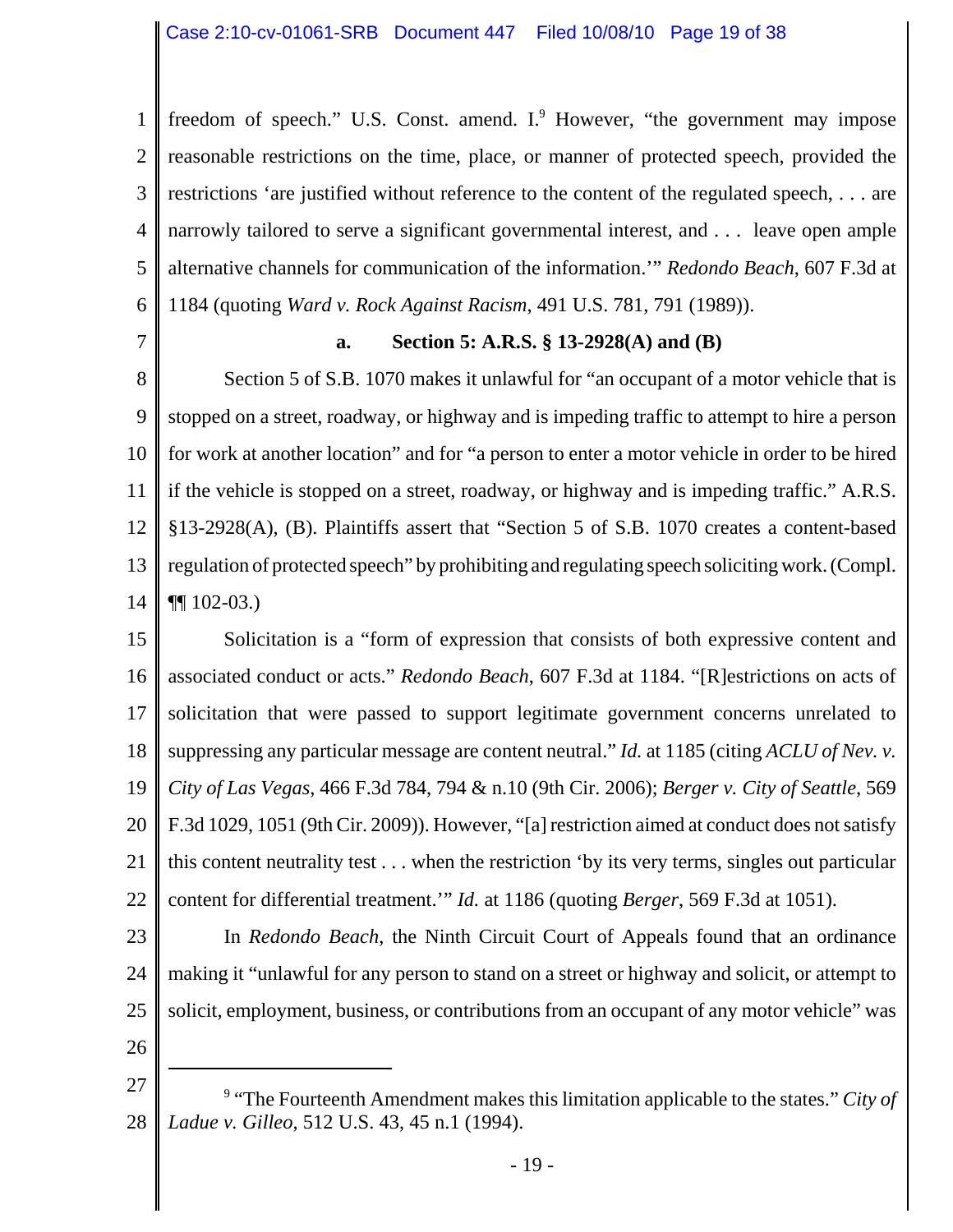freedom of speech." U.S. Const. amend. I.[9] However, "the government may impose reasonable restrictions on the time, place, or manner of protected speech, provided the restrictions 'are justified without reference to the content of the regulated speech, . . . are narrowly tailored to serve a significant governmental interest, and . . . leave open ample alternative channels for communication of the information.'" *Redondo Beach*, 607 F.3d at 1184 (quoting *Ward v. Rock Against Racism*, 491 U.S. 781, 791 (1989)).

**a. Section 5: A.R.S. § 13-2928(A) and (B)**

Section 5 of S.B. 1070 makes it unlawful for "an occupant of a motor vehicle that is stopped on a street, roadway, or highway and is impeding traffic to attempt to hire a person for work at another location" and for "a person to enter a motor vehicle in order to be hired if the vehicle is stopped on a street, roadway, or highway and is impeding traffic." A.R.S. §13-2928(A), (B). Plaintiffs assert that "Section 5 of S.B. 1070 creates a content-based regulation of protected speech" by prohibiting and regulating speech soliciting work. (Compl. ¶¶ 102-03.)

Solicitation is a "form of expression that consists of both expressive content and associated conduct or acts." *Redondo Beach*, 607 F.3d at 1184. "[R]estrictions on acts of solicitation that were passed to support legitimate government concerns unrelated to suppressing any particular message are content neutral." *Id.* at 1185 (citing *ACLU of Nev. v. City of Las Vegas*, 466 F.3d 784, 794 & n.10 (9th Cir. 2006); *Berger v. City of Seattle*, 569 F.3d 1029, 1051 (9th Cir. 2009)). However, "[a] restriction aimed at conduct does not satisfy this content neutrality test . . . when the restriction 'by its very terms, singles out particular content for differential treatment.'" *Id.* at 1186 (quoting *Berger*, 569 F.3d at 1051).

In *Redondo Beach*, the Ninth Circuit Court of Appeals found that an ordinance making it "unlawful for any person to stand on a street or highway and solicit, or attempt to solicit, employment, business, or contributions from an occupant of any motor vehicle" was

---

[9] "The Fourteenth Amendment makes this limitation applicable to the states." *City of Ladue v. Gilleo*, 512 U.S. 43, 45 n.1 (1994).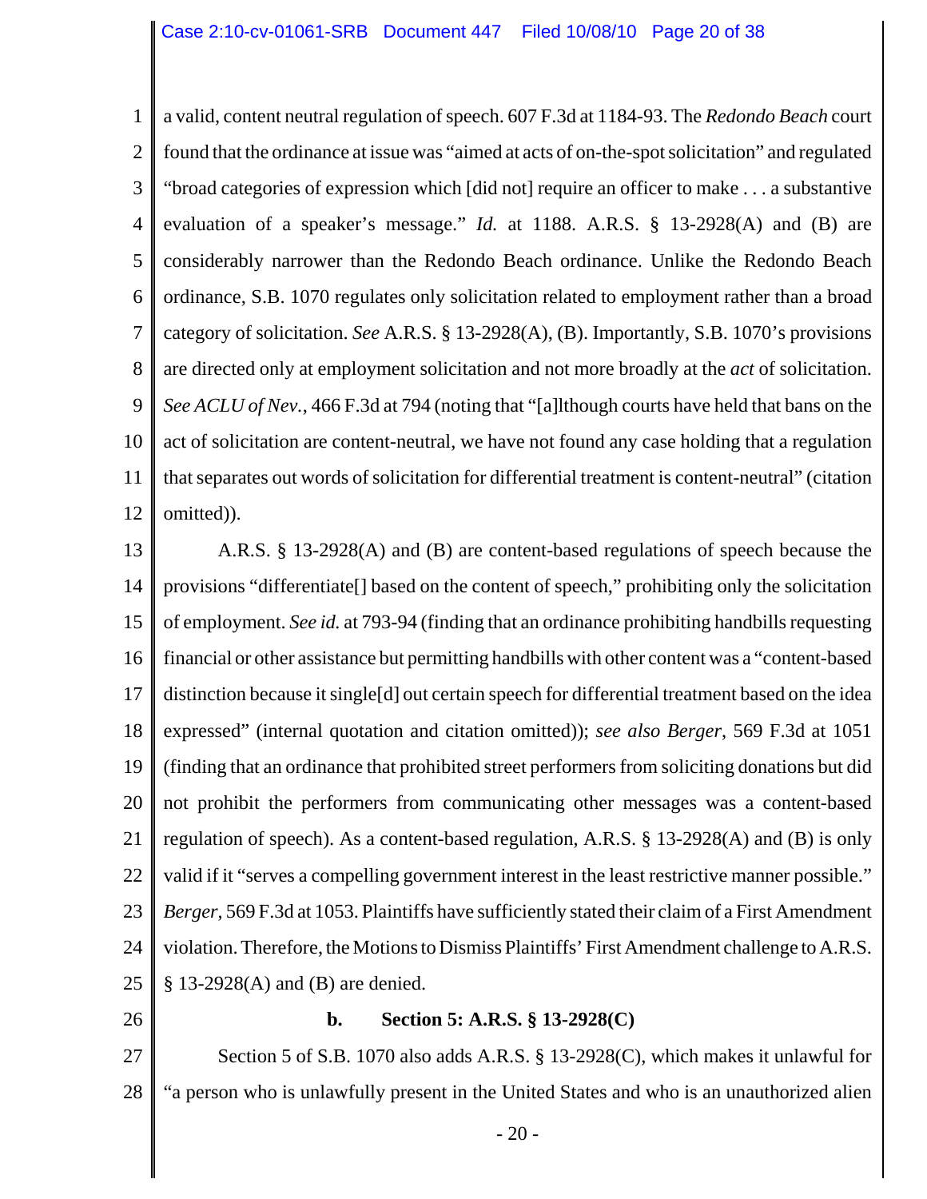a valid, content neutral regulation of speech. 607 F.3d at 1184-93. The *Redondo Beach* court found that the ordinance at issue was "aimed at acts of on-the-spot solicitation" and regulated "broad categories of expression which [did not] require an officer to make . . . a substantive evaluation of a speaker's message." *Id.* at 1188. A.R.S. § 13-2928(A) and (B) are considerably narrower than the Redondo Beach ordinance. Unlike the Redondo Beach ordinance, S.B. 1070 regulates only solicitation related to employment rather than a broad category of solicitation. *See* A.R.S. § 13-2928(A), (B). Importantly, S.B. 1070's provisions are directed only at employment solicitation and not more broadly at the *act* of solicitation. *See ACLU of Nev.*, 466 F.3d at 794 (noting that "[a]lthough courts have held that bans on the act of solicitation are content-neutral, we have not found any case holding that a regulation that separates out words of solicitation for differential treatment is content-neutral" (citation omitted)).

A.R.S. § 13-2928(A) and (B) are content-based regulations of speech because the provisions "differentiate[] based on the content of speech," prohibiting only the solicitation of employment. *See id.* at 793-94 (finding that an ordinance prohibiting handbills requesting financial or other assistance but permitting handbills with other content was a "content-based distinction because it single[d] out certain speech for differential treatment based on the idea expressed" (internal quotation and citation omitted)); *see also Berger*, 569 F.3d at 1051 (finding that an ordinance that prohibited street performers from soliciting donations but did not prohibit the performers from communicating other messages was a content-based regulation of speech). As a content-based regulation, A.R.S. § 13-2928(A) and (B) is only valid if it "serves a compelling government interest in the least restrictive manner possible." *Berger*, 569 F.3d at 1053. Plaintiffs have sufficiently stated their claim of a First Amendment violation. Therefore, the Motions to Dismiss Plaintiffs' First Amendment challenge to A.R.S. § 13-2928(A) and (B) are denied.

**b. Section 5: A.R.S. § 13-2928(C)**

Section 5 of S.B. 1070 also adds A.R.S. § 13-2928(C), which makes it unlawful for "a person who is unlawfully present in the United States and who is an unauthorized alien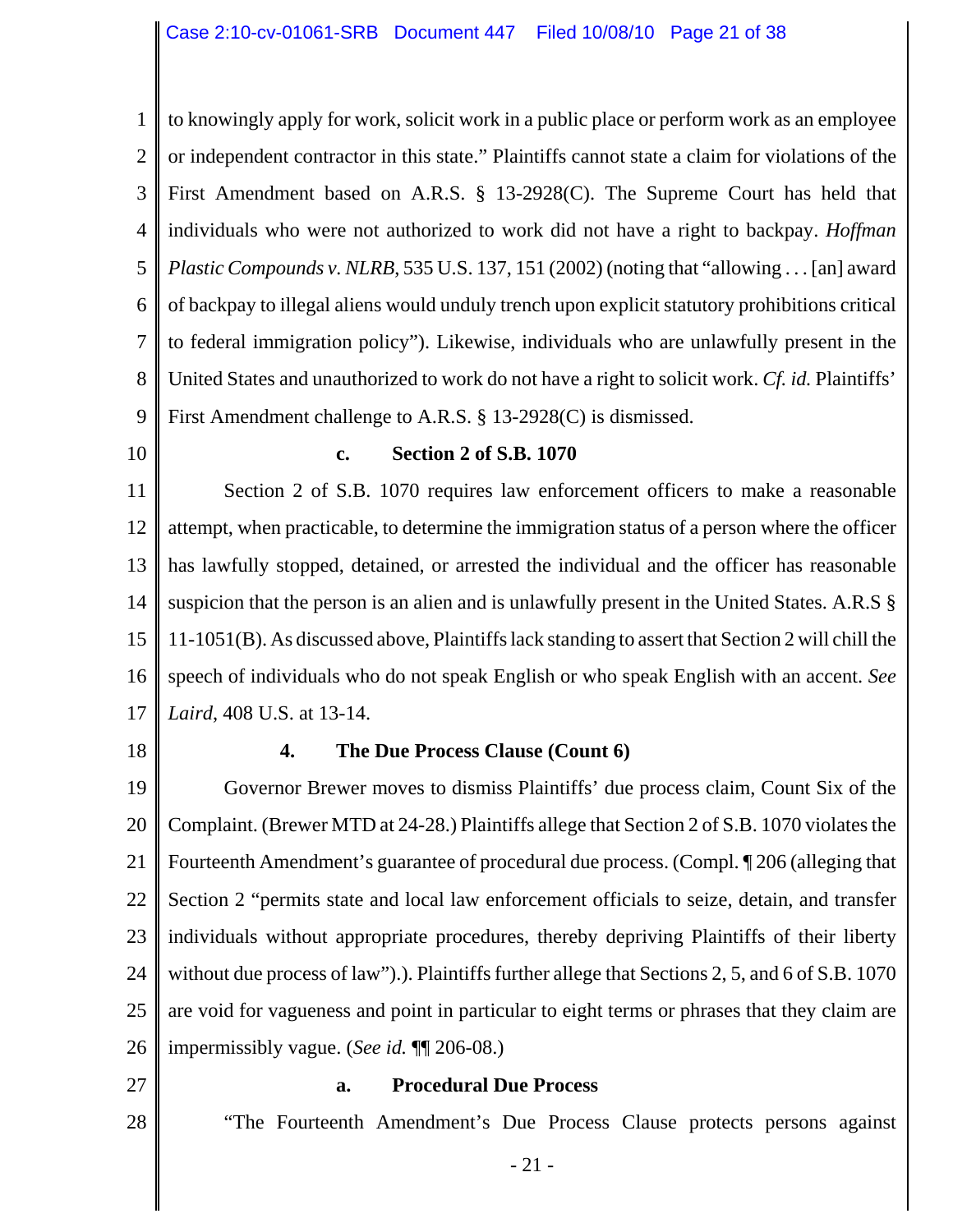to knowingly apply for work, solicit work in a public place or perform work as an employee or independent contractor in this state." Plaintiffs cannot state a claim for violations of the First Amendment based on A.R.S. § 13-2928(C). The Supreme Court has held that individuals who were not authorized to work did not have a right to backpay. *Hoffman Plastic Compounds v. NLRB*, 535 U.S. 137, 151 (2002) (noting that "allowing . . . [an] award of backpay to illegal aliens would unduly trench upon explicit statutory prohibitions critical to federal immigration policy"). Likewise, individuals who are unlawfully present in the United States and unauthorized to work do not have a right to solicit work. *Cf. id.* Plaintiffs' First Amendment challenge to A.R.S. § 13-2928(C) is dismissed.

#### c. Section 2 of S.B. 1070

Section 2 of S.B. 1070 requires law enforcement officers to make a reasonable attempt, when practicable, to determine the immigration status of a person where the officer has lawfully stopped, detained, or arrested the individual and the officer has reasonable suspicion that the person is an alien and is unlawfully present in the United States. A.R.S § 11-1051(B). As discussed above, Plaintiffs lack standing to assert that Section 2 will chill the speech of individuals who do not speak English or who speak English with an accent. *See Laird*, 408 U.S. at 13-14.

### 4. The Due Process Clause (Count 6)

Governor Brewer moves to dismiss Plaintiffs' due process claim, Count Six of the Complaint. (Brewer MTD at 24-28.) Plaintiffs allege that Section 2 of S.B. 1070 violates the Fourteenth Amendment's guarantee of procedural due process. (Compl. ¶ 206 (alleging that Section 2 "permits state and local law enforcement officials to seize, detain, and transfer individuals without appropriate procedures, thereby depriving Plaintiffs of their liberty without due process of law").). Plaintiffs further allege that Sections 2, 5, and 6 of S.B. 1070 are void for vagueness and point in particular to eight terms or phrases that they claim are impermissibly vague. (*See id.* ¶¶ 206-08.)

#### a. Procedural Due Process

"The Fourteenth Amendment's Due Process Clause protects persons against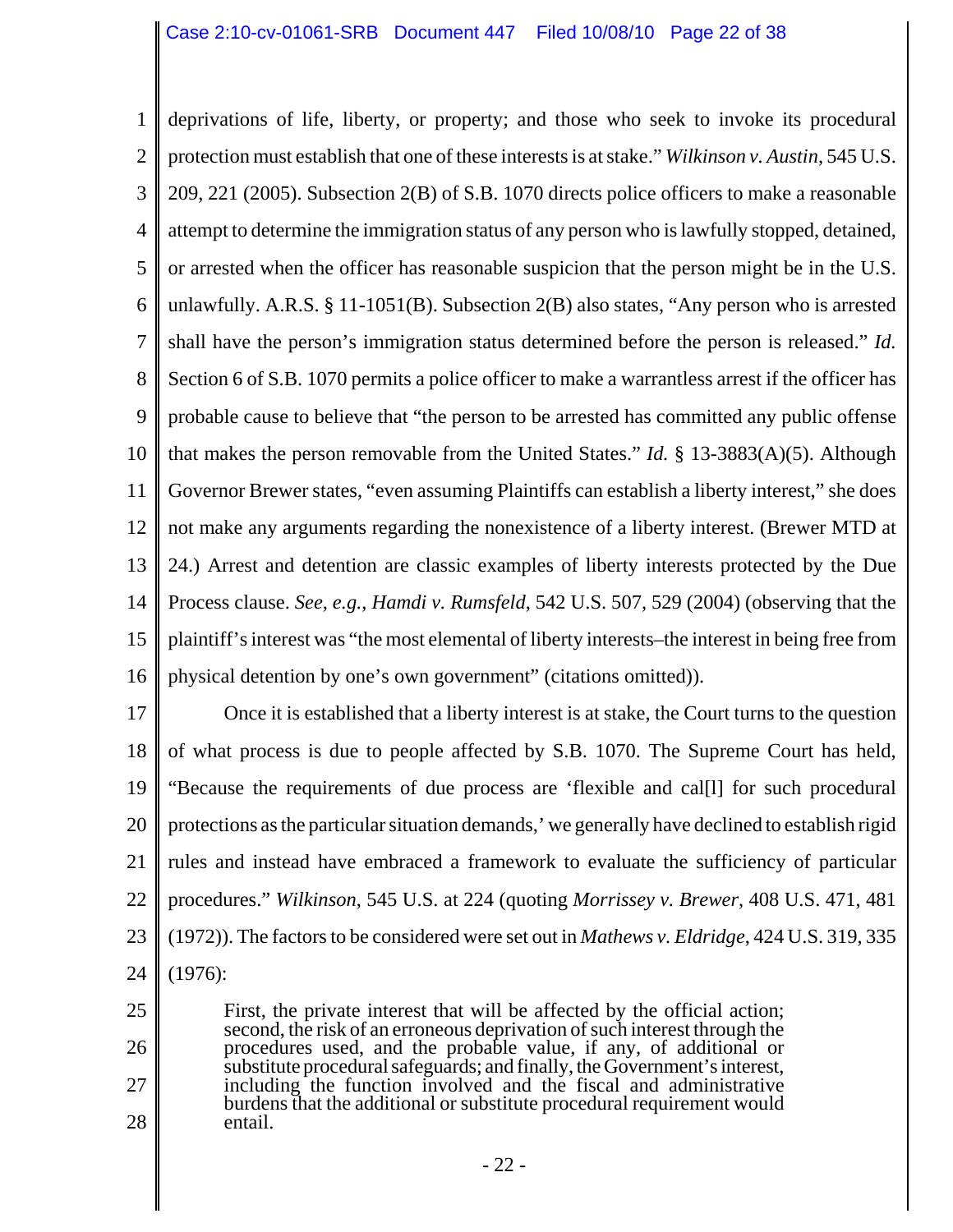deprivations of life, liberty, or property; and those who seek to invoke its procedural protection must establish that one of these interests is at stake." *Wilkinson v. Austin*, 545 U.S. 209, 221 (2005). Subsection 2(B) of S.B. 1070 directs police officers to make a reasonable attempt to determine the immigration status of any person who is lawfully stopped, detained, or arrested when the officer has reasonable suspicion that the person might be in the U.S. unlawfully. A.R.S. § 11-1051(B). Subsection 2(B) also states, "Any person who is arrested shall have the person's immigration status determined before the person is released." *Id.* Section 6 of S.B. 1070 permits a police officer to make a warrantless arrest if the officer has probable cause to believe that "the person to be arrested has committed any public offense that makes the person removable from the United States." *Id.* § 13-3883(A)(5). Although Governor Brewer states, "even assuming Plaintiffs can establish a liberty interest," she does not make any arguments regarding the nonexistence of a liberty interest. (Brewer MTD at 24.) Arrest and detention are classic examples of liberty interests protected by the Due Process clause. *See, e.g.*, *Hamdi v. Rumsfeld*, 542 U.S. 507, 529 (2004) (observing that the plaintiff's interest was "the most elemental of liberty interests–the interest in being free from physical detention by one's own government" (citations omitted)).

Once it is established that a liberty interest is at stake, the Court turns to the question of what process is due to people affected by S.B. 1070. The Supreme Court has held, "Because the requirements of due process are 'flexible and cal[l] for such procedural protections as the particular situation demands,' we generally have declined to establish rigid rules and instead have embraced a framework to evaluate the sufficiency of particular procedures." *Wilkinson*, 545 U.S. at 224 (quoting *Morrissey v. Brewer*, 408 U.S. 471, 481 (1972)). The factors to be considered were set out in *Mathews v. Eldridge*, 424 U.S. 319, 335 (1976):

> First, the private interest that will be affected by the official action; second, the risk of an erroneous deprivation of such interest through the procedures used, and the probable value, if any, of additional or substitute procedural safeguards; and finally, the Government's interest, including the function involved and the fiscal and administrative burdens that the additional or substitute procedural requirement would entail.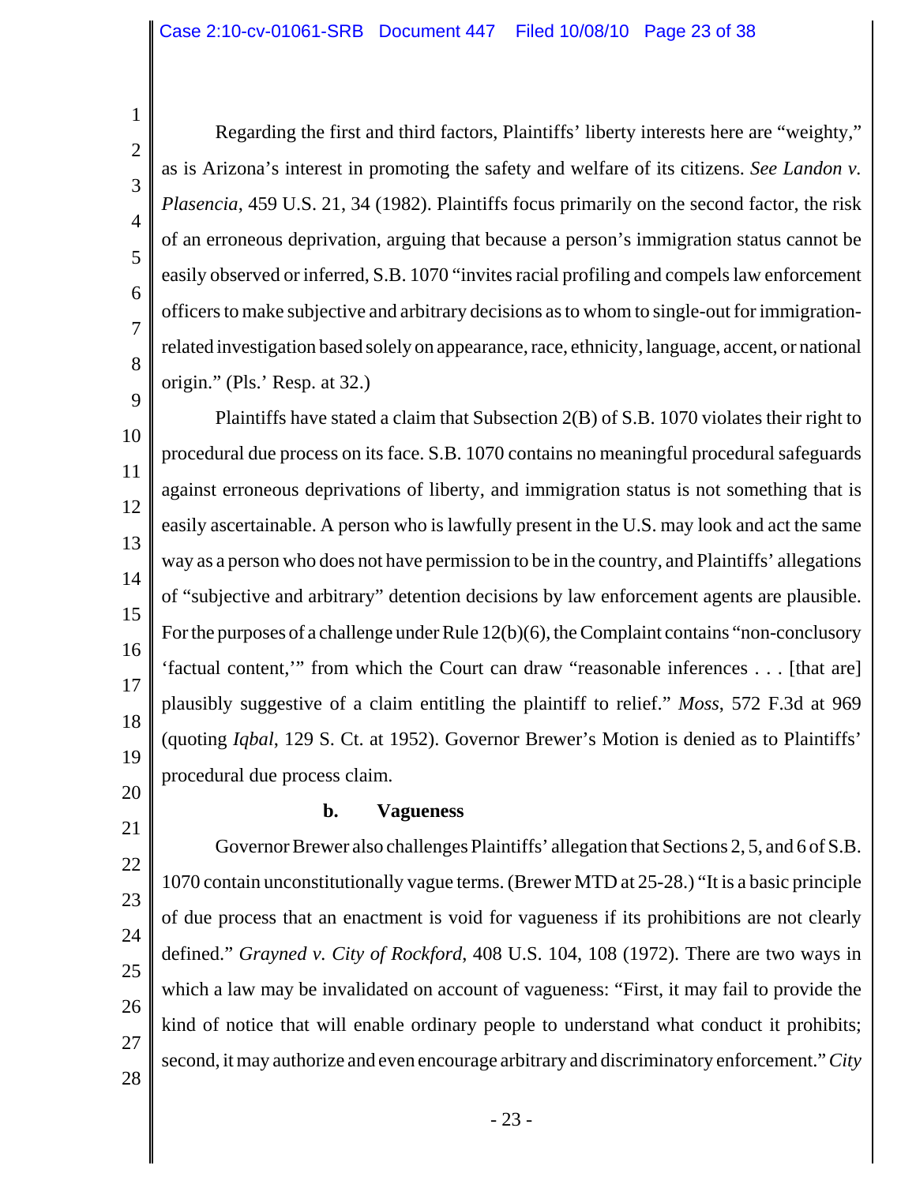Regarding the first and third factors, Plaintiffs' liberty interests here are "weighty," as is Arizona's interest in promoting the safety and welfare of its citizens. *See Landon v. Plasencia*, 459 U.S. 21, 34 (1982). Plaintiffs focus primarily on the second factor, the risk of an erroneous deprivation, arguing that because a person's immigration status cannot be easily observed or inferred, S.B. 1070 "invites racial profiling and compels law enforcement officers to make subjective and arbitrary decisions as to whom to single-out for immigration-related investigation based solely on appearance, race, ethnicity, language, accent, or national origin." (Pls.' Resp. at 32.)

Plaintiffs have stated a claim that Subsection 2(B) of S.B. 1070 violates their right to procedural due process on its face. S.B. 1070 contains no meaningful procedural safeguards against erroneous deprivations of liberty, and immigration status is not something that is easily ascertainable. A person who is lawfully present in the U.S. may look and act the same way as a person who does not have permission to be in the country, and Plaintiffs' allegations of "subjective and arbitrary" detention decisions by law enforcement agents are plausible. For the purposes of a challenge under Rule 12(b)(6), the Complaint contains "non-conclusory 'factual content,'" from which the Court can draw "reasonable inferences . . . [that are] plausibly suggestive of a claim entitling the plaintiff to relief." *Moss*, 572 F.3d at 969 (quoting *Iqbal*, 129 S. Ct. at 1952). Governor Brewer's Motion is denied as to Plaintiffs' procedural due process claim.

**b. Vagueness**

Governor Brewer also challenges Plaintiffs' allegation that Sections 2, 5, and 6 of S.B. 1070 contain unconstitutionally vague terms. (Brewer MTD at 25-28.) "It is a basic principle of due process that an enactment is void for vagueness if its prohibitions are not clearly defined." *Grayned v. City of Rockford*, 408 U.S. 104, 108 (1972). There are two ways in which a law may be invalidated on account of vagueness: "First, it may fail to provide the kind of notice that will enable ordinary people to understand what conduct it prohibits; second, it may authorize and even encourage arbitrary and discriminatory enforcement." *City*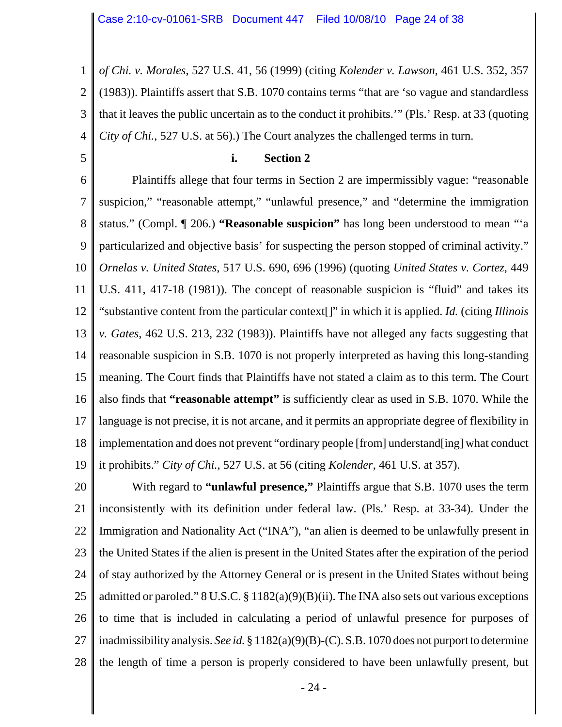*of Chi. v. Morales*, 527 U.S. 41, 56 (1999) (citing *Kolender v. Lawson*, 461 U.S. 352, 357 (1983)). Plaintiffs assert that S.B. 1070 contains terms "that are 'so vague and standardless that it leaves the public uncertain as to the conduct it prohibits.'" (Pls.' Resp. at 33 (quoting *City of Chi.*, 527 U.S. at 56).) The Court analyzes the challenged terms in turn.

**i. Section 2**

Plaintiffs allege that four terms in Section 2 are impermissibly vague: "reasonable suspicion," "reasonable attempt," "unlawful presence," and "determine the immigration status." (Compl. ¶ 206.) **"Reasonable suspicion"** has long been understood to mean "'a particularized and objective basis' for suspecting the person stopped of criminal activity." *Ornelas v. United States*, 517 U.S. 690, 696 (1996) (quoting *United States v. Cortez*, 449 U.S. 411, 417-18 (1981)). The concept of reasonable suspicion is "fluid" and takes its "substantive content from the particular context[]" in which it is applied. *Id.* (citing *Illinois v. Gates*, 462 U.S. 213, 232 (1983)). Plaintiffs have not alleged any facts suggesting that reasonable suspicion in S.B. 1070 is not properly interpreted as having this long-standing meaning. The Court finds that Plaintiffs have not stated a claim as to this term. The Court also finds that **"reasonable attempt"** is sufficiently clear as used in S.B. 1070. While the language is not precise, it is not arcane, and it permits an appropriate degree of flexibility in implementation and does not prevent "ordinary people [from] understand[ing] what conduct it prohibits." *City of Chi.*, 527 U.S. at 56 (citing *Kolender*, 461 U.S. at 357).

With regard to **"unlawful presence,"** Plaintiffs argue that S.B. 1070 uses the term inconsistently with its definition under federal law. (Pls.' Resp. at 33-34). Under the Immigration and Nationality Act ("INA"), "an alien is deemed to be unlawfully present in the United States if the alien is present in the United States after the expiration of the period of stay authorized by the Attorney General or is present in the United States without being admitted or paroled." 8 U.S.C. § 1182(a)(9)(B)(ii). The INA also sets out various exceptions to time that is included in calculating a period of unlawful presence for purposes of inadmissibility analysis. *See id.* § 1182(a)(9)(B)-(C). S.B. 1070 does not purport to determine the length of time a person is properly considered to have been unlawfully present, but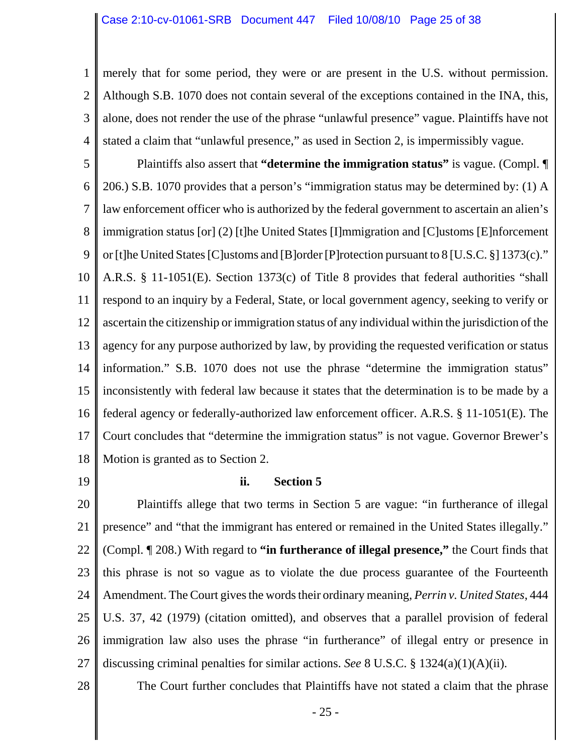merely that for some period, they were or are present in the U.S. without permission. Although S.B. 1070 does not contain several of the exceptions contained in the INA, this, alone, does not render the use of the phrase "unlawful presence" vague. Plaintiffs have not stated a claim that "unlawful presence," as used in Section 2, is impermissibly vague.

Plaintiffs also assert that **"determine the immigration status"** is vague. (Compl. ¶ 206.) S.B. 1070 provides that a person's "immigration status may be determined by: (1) A law enforcement officer who is authorized by the federal government to ascertain an alien's immigration status [or] (2) [t]he United States [I]mmigration and [C]ustoms [E]nforcement or [t]he United States [C]ustoms and [B]order [P]rotection pursuant to 8 [U.S.C. §] 1373(c)." A.R.S. § 11-1051(E). Section 1373(c) of Title 8 provides that federal authorities "shall respond to an inquiry by a Federal, State, or local government agency, seeking to verify or ascertain the citizenship or immigration status of any individual within the jurisdiction of the agency for any purpose authorized by law, by providing the requested verification or status information." S.B. 1070 does not use the phrase "determine the immigration status" inconsistently with federal law because it states that the determination is to be made by a federal agency or federally-authorized law enforcement officer. A.R.S. § 11-1051(E). The Court concludes that "determine the immigration status" is not vague. Governor Brewer's Motion is granted as to Section 2.

**ii. Section 5**

Plaintiffs allege that two terms in Section 5 are vague: "in furtherance of illegal presence" and "that the immigrant has entered or remained in the United States illegally." (Compl. ¶ 208.) With regard to **"in furtherance of illegal presence,"** the Court finds that this phrase is not so vague as to violate the due process guarantee of the Fourteenth Amendment. The Court gives the words their ordinary meaning, *Perrin v. United States*, 444 U.S. 37, 42 (1979) (citation omitted), and observes that a parallel provision of federal immigration law also uses the phrase "in furtherance" of illegal entry or presence in discussing criminal penalties for similar actions. *See* 8 U.S.C. § 1324(a)(1)(A)(ii).

The Court further concludes that Plaintiffs have not stated a claim that the phrase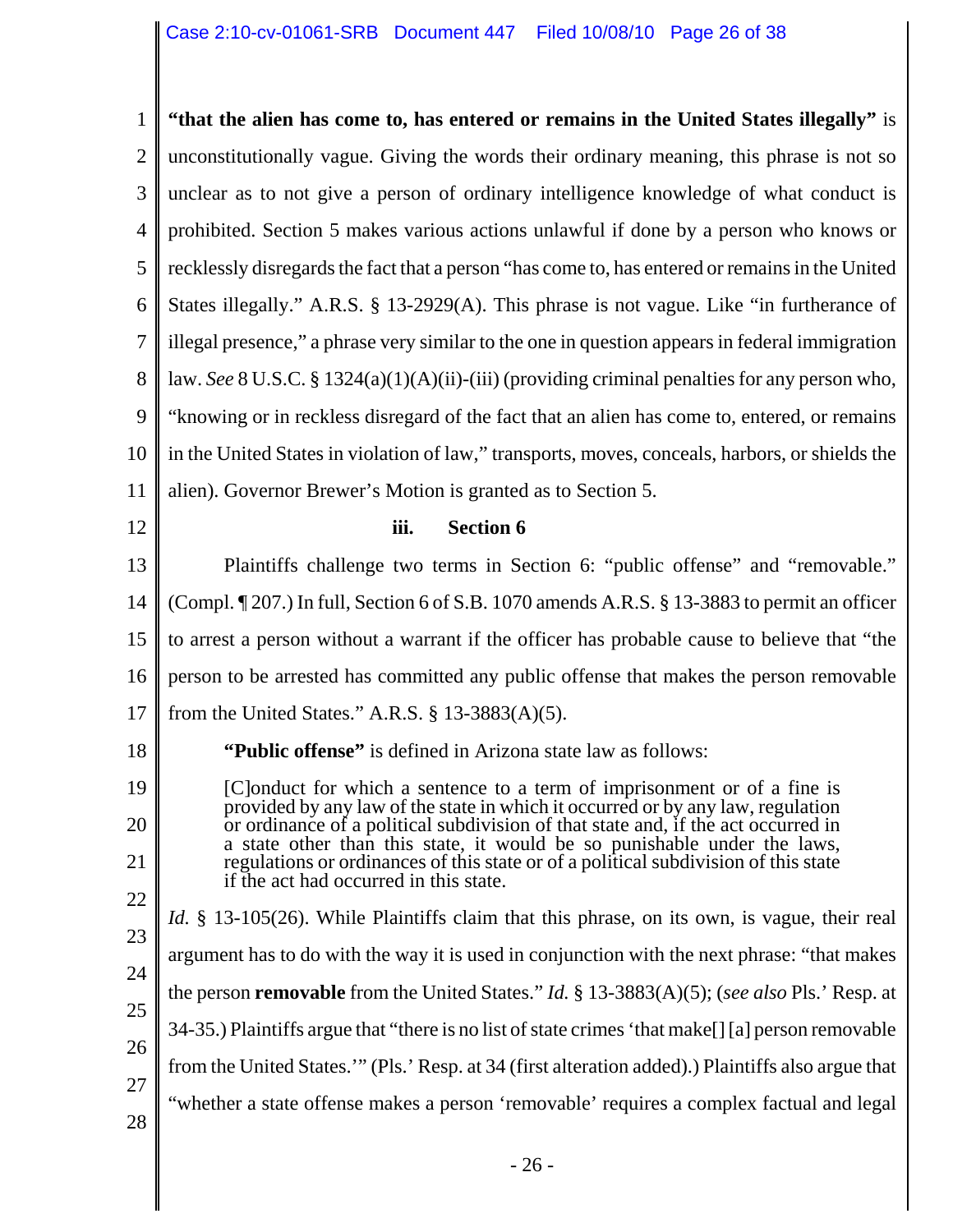**"that the alien has come to, has entered or remains in the United States illegally"** is unconstitutionally vague. Giving the words their ordinary meaning, this phrase is not so unclear as to not give a person of ordinary intelligence knowledge of what conduct is prohibited. Section 5 makes various actions unlawful if done by a person who knows or recklessly disregards the fact that a person "has come to, has entered or remains in the United States illegally." A.R.S. § 13-2929(A). This phrase is not vague. Like "in furtherance of illegal presence," a phrase very similar to the one in question appears in federal immigration law. *See* 8 U.S.C. § 1324(a)(1)(A)(ii)-(iii) (providing criminal penalties for any person who, "knowing or in reckless disregard of the fact that an alien has come to, entered, or remains in the United States in violation of law," transports, moves, conceals, harbors, or shields the alien). Governor Brewer's Motion is granted as to Section 5.

#### iii. Section 6

Plaintiffs challenge two terms in Section 6: "public offense" and "removable." (Compl. ¶ 207.) In full, Section 6 of S.B. 1070 amends A.R.S. § 13-3883 to permit an officer to arrest a person without a warrant if the officer has probable cause to believe that "the person to be arrested has committed any public offense that makes the person removable from the United States." A.R.S. § 13-3883(A)(5).

**"Public offense"** is defined in Arizona state law as follows:

> [C]onduct for which a sentence to a term of imprisonment or of a fine is provided by any law of the state in which it occurred or by any law, regulation or ordinance of a political subdivision of that state and, if the act occurred in a state other than this state, it would be so punishable under the laws, regulations or ordinances of this state or of a political subdivision of this state if the act had occurred in this state.

*Id.* § 13-105(26). While Plaintiffs claim that this phrase, on its own, is vague, their real argument has to do with the way it is used in conjunction with the next phrase: "that makes the person **removable** from the United States." *Id.* § 13-3883(A)(5); (*see also* Pls.' Resp. at 34-35.) Plaintiffs argue that "there is no list of state crimes 'that make[] [a] person removable from the United States.'" (Pls.' Resp. at 34 (first alteration added).) Plaintiffs also argue that "whether a state offense makes a person 'removable' requires a complex factual and legal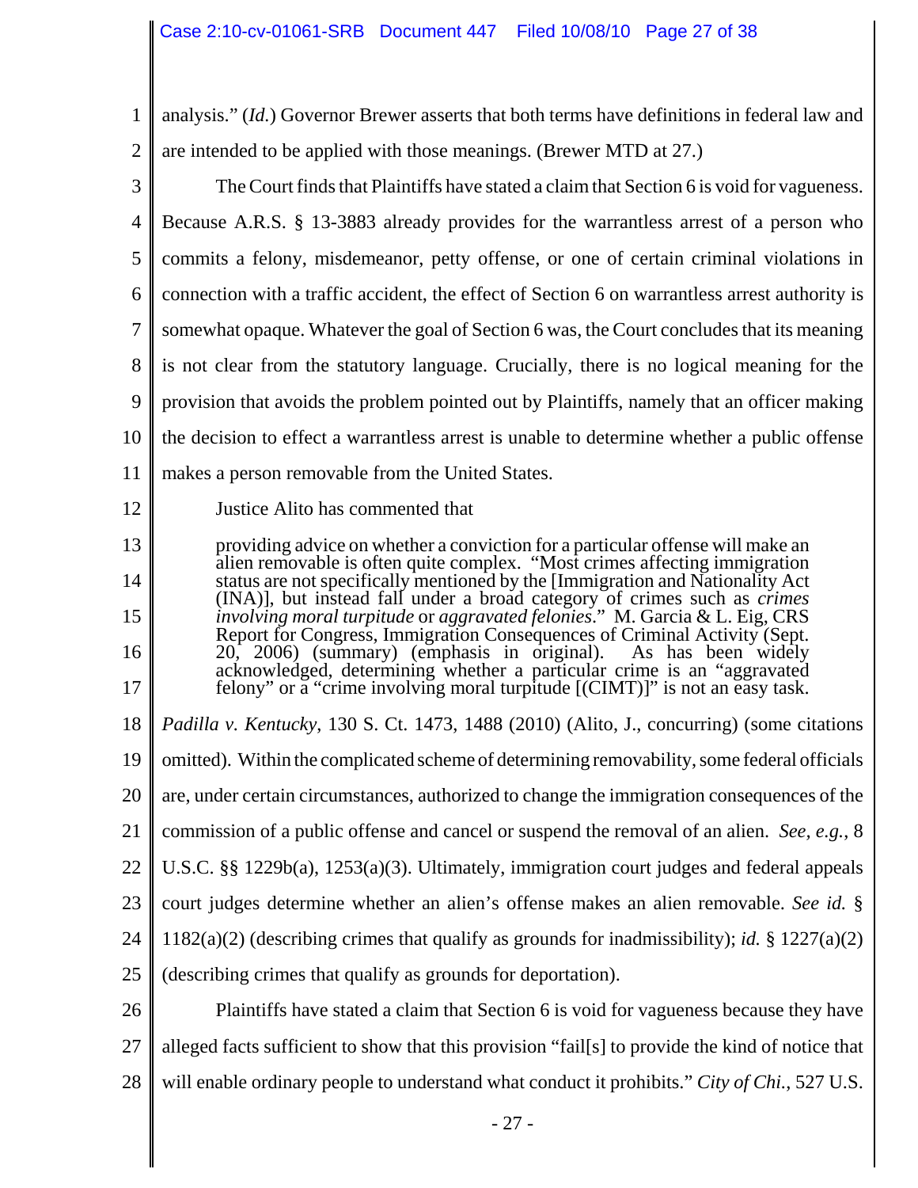analysis." (*Id.*) Governor Brewer asserts that both terms have definitions in federal law and are intended to be applied with those meanings. (Brewer MTD at 27.)

The Court finds that Plaintiffs have stated a claim that Section 6 is void for vagueness. Because A.R.S. § 13-3883 already provides for the warrantless arrest of a person who commits a felony, misdemeanor, petty offense, or one of certain criminal violations in connection with a traffic accident, the effect of Section 6 on warrantless arrest authority is somewhat opaque. Whatever the goal of Section 6 was, the Court concludes that its meaning is not clear from the statutory language. Crucially, there is no logical meaning for the provision that avoids the problem pointed out by Plaintiffs, namely that an officer making the decision to effect a warrantless arrest is unable to determine whether a public offense makes a person removable from the United States.

Justice Alito has commented that

> providing advice on whether a conviction for a particular offense will make an alien removable is often quite complex. "Most crimes affecting immigration status are not specifically mentioned by the [Immigration and Nationality Act (INA)], but instead fall under a broad category of crimes such as *crimes involving moral turpitude* or *aggravated felonies*." M. Garcia & L. Eig, CRS Report for Congress, Immigration Consequences of Criminal Activity (Sept. 20, 2006) (summary) (emphasis in original). As has been widely acknowledged, determining whether a particular crime is an "aggravated felony" or a "crime involving moral turpitude [(CIMT)]" is not an easy task.

*Padilla v. Kentucky*, 130 S. Ct. 1473, 1488 (2010) (Alito, J., concurring) (some citations omitted). Within the complicated scheme of determining removability, some federal officials are, under certain circumstances, authorized to change the immigration consequences of the commission of a public offense and cancel or suspend the removal of an alien. *See, e.g.*, 8 U.S.C. §§ 1229b(a), 1253(a)(3). Ultimately, immigration court judges and federal appeals court judges determine whether an alien's offense makes an alien removable. *See id.* § 1182(a)(2) (describing crimes that qualify as grounds for inadmissibility); *id.* § 1227(a)(2) (describing crimes that qualify as grounds for deportation).

Plaintiffs have stated a claim that Section 6 is void for vagueness because they have alleged facts sufficient to show that this provision "fail[s] to provide the kind of notice that will enable ordinary people to understand what conduct it prohibits." *City of Chi.*, 527 U.S.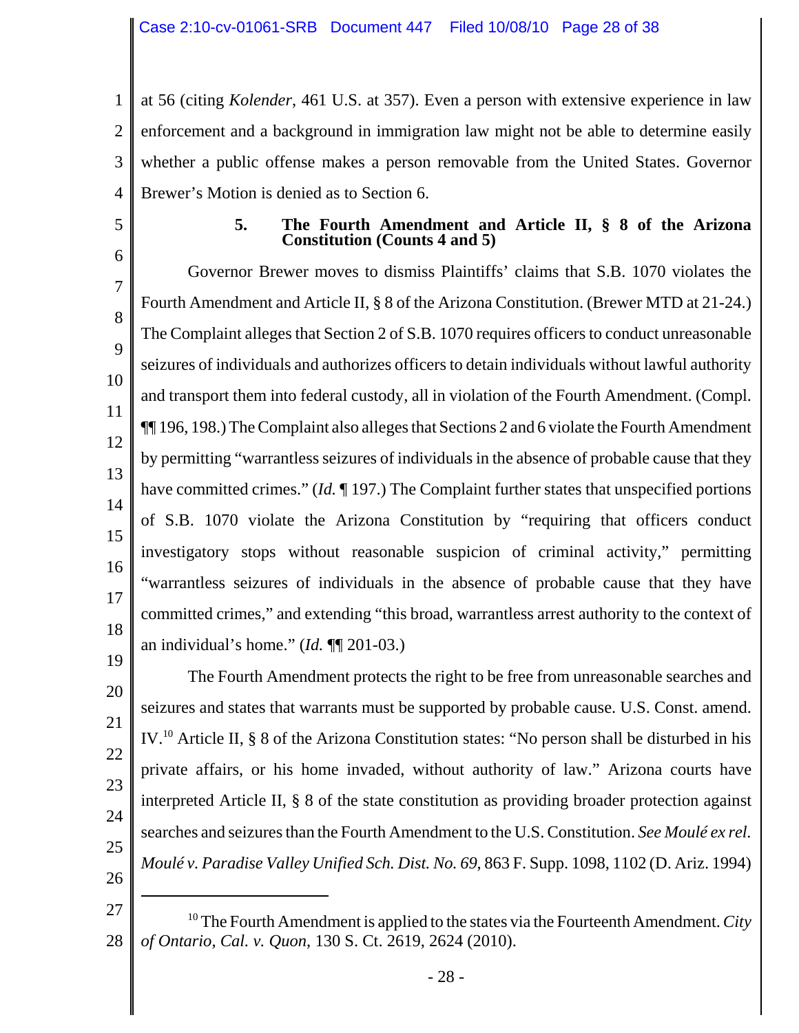at 56 (citing *Kolender*, 461 U.S. at 357). Even a person with extensive experience in law enforcement and a background in immigration law might not be able to determine easily whether a public offense makes a person removable from the United States. Governor Brewer's Motion is denied as to Section 6.

### 5. The Fourth Amendment and Article II, § 8 of the Arizona Constitution (Counts 4 and 5)

Governor Brewer moves to dismiss Plaintiffs' claims that S.B. 1070 violates the Fourth Amendment and Article II, § 8 of the Arizona Constitution. (Brewer MTD at 21-24.) The Complaint alleges that Section 2 of S.B. 1070 requires officers to conduct unreasonable seizures of individuals and authorizes officers to detain individuals without lawful authority and transport them into federal custody, all in violation of the Fourth Amendment. (Compl. ¶¶ 196, 198.) The Complaint also alleges that Sections 2 and 6 violate the Fourth Amendment by permitting "warrantless seizures of individuals in the absence of probable cause that they have committed crimes." (*Id.* ¶ 197.) The Complaint further states that unspecified portions of S.B. 1070 violate the Arizona Constitution by "requiring that officers conduct investigatory stops without reasonable suspicion of criminal activity," permitting "warrantless seizures of individuals in the absence of probable cause that they have committed crimes," and extending "this broad, warrantless arrest authority to the context of an individual's home." (*Id.* ¶¶ 201-03.)

The Fourth Amendment protects the right to be free from unreasonable searches and seizures and states that warrants must be supported by probable cause. U.S. Const. amend. IV.[10] Article II, § 8 of the Arizona Constitution states: "No person shall be disturbed in his private affairs, or his home invaded, without authority of law." Arizona courts have interpreted Article II, § 8 of the state constitution as providing broader protection against searches and seizures than the Fourth Amendment to the U.S. Constitution. *See Moulé ex rel. Moulé v. Paradise Valley Unified Sch. Dist. No. 69*, 863 F. Supp. 1098, 1102 (D. Ariz. 1994)

---

[10] The Fourth Amendment is applied to the states via the Fourteenth Amendment. *City of Ontario, Cal. v. Quon*, 130 S. Ct. 2619, 2624 (2010).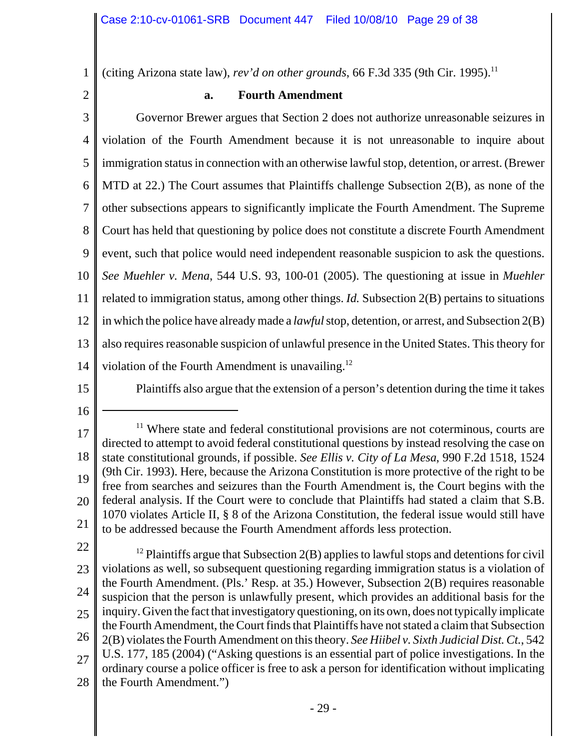(citing Arizona state law), *rev'd on other grounds*, 66 F.3d 335 (9th Cir. 1995).[11]

**a. Fourth Amendment**

Governor Brewer argues that Section 2 does not authorize unreasonable seizures in violation of the Fourth Amendment because it is not unreasonable to inquire about immigration status in connection with an otherwise lawful stop, detention, or arrest. (Brewer MTD at 22.) The Court assumes that Plaintiffs challenge Subsection 2(B), as none of the other subsections appears to significantly implicate the Fourth Amendment. The Supreme Court has held that questioning by police does not constitute a discrete Fourth Amendment event, such that police would need independent reasonable suspicion to ask the questions. *See Muehler v. Mena*, 544 U.S. 93, 100-01 (2005). The questioning at issue in *Muehler* related to immigration status, among other things. *Id.* Subsection 2(B) pertains to situations in which the police have already made a *lawful* stop, detention, or arrest, and Subsection 2(B) also requires reasonable suspicion of unlawful presence in the United States. This theory for violation of the Fourth Amendment is unavailing.[12]

Plaintiffs also argue that the extension of a person's detention during the time it takes

---

[11] Where state and federal constitutional provisions are not coterminous, courts are directed to attempt to avoid federal constitutional questions by instead resolving the case on state constitutional grounds, if possible. *See Ellis v. City of La Mesa*, 990 F.2d 1518, 1524 (9th Cir. 1993). Here, because the Arizona Constitution is more protective of the right to be free from searches and seizures than the Fourth Amendment is, the Court begins with the federal analysis. If the Court were to conclude that Plaintiffs had stated a claim that S.B. 1070 violates Article II, § 8 of the Arizona Constitution, the federal issue would still have to be addressed because the Fourth Amendment affords less protection.

[12] Plaintiffs argue that Subsection 2(B) applies to lawful stops and detentions for civil violations as well, so subsequent questioning regarding immigration status is a violation of the Fourth Amendment. (Pls.' Resp. at 35.) However, Subsection 2(B) requires reasonable suspicion that the person is unlawfully present, which provides an additional basis for the inquiry. Given the fact that investigatory questioning, on its own, does not typically implicate the Fourth Amendment, the Court finds that Plaintiffs have not stated a claim that Subsection 2(B) violates the Fourth Amendment on this theory. *See Hiibel v. Sixth Judicial Dist. Ct.*, 542 U.S. 177, 185 (2004) ("Asking questions is an essential part of police investigations. In the ordinary course a police officer is free to ask a person for identification without implicating the Fourth Amendment.")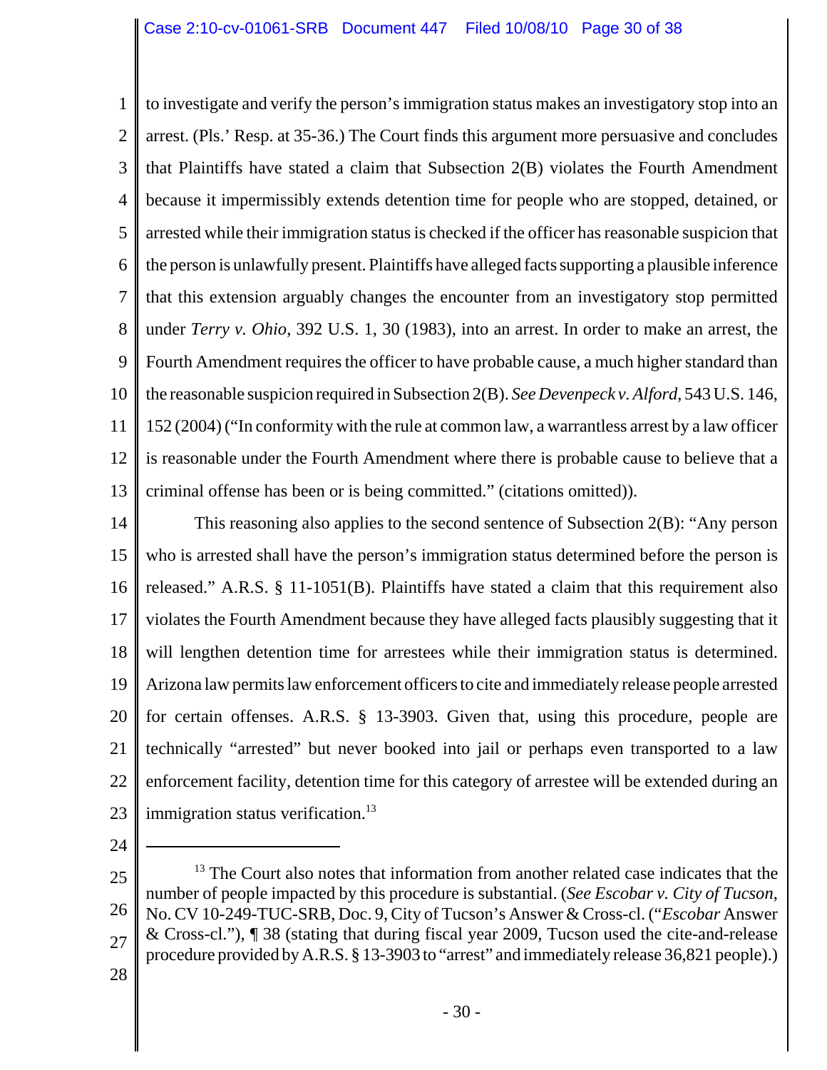to investigate and verify the person's immigration status makes an investigatory stop into an arrest. (Pls.' Resp. at 35-36.) The Court finds this argument more persuasive and concludes that Plaintiffs have stated a claim that Subsection 2(B) violates the Fourth Amendment because it impermissibly extends detention time for people who are stopped, detained, or arrested while their immigration status is checked if the officer has reasonable suspicion that the person is unlawfully present. Plaintiffs have alleged facts supporting a plausible inference that this extension arguably changes the encounter from an investigatory stop permitted under *Terry v. Ohio*, 392 U.S. 1, 30 (1983), into an arrest. In order to make an arrest, the Fourth Amendment requires the officer to have probable cause, a much higher standard than the reasonable suspicion required in Subsection 2(B). *See Devenpeck v. Alford*, 543 U.S. 146, 152 (2004) ("In conformity with the rule at common law, a warrantless arrest by a law officer is reasonable under the Fourth Amendment where there is probable cause to believe that a criminal offense has been or is being committed." (citations omitted)).

This reasoning also applies to the second sentence of Subsection 2(B): "Any person who is arrested shall have the person's immigration status determined before the person is released." A.R.S. § 11-1051(B). Plaintiffs have stated a claim that this requirement also violates the Fourth Amendment because they have alleged facts plausibly suggesting that it will lengthen detention time for arrestees while their immigration status is determined. Arizona law permits law enforcement officers to cite and immediately release people arrested for certain offenses. A.R.S. § 13-3903. Given that, using this procedure, people are technically "arrested" but never booked into jail or perhaps even transported to a law enforcement facility, detention time for this category of arrestee will be extended during an immigration status verification.[13]

---

[13] The Court also notes that information from another related case indicates that the number of people impacted by this procedure is substantial. (*See Escobar v. City of Tucson*, No. CV 10-249-TUC-SRB, Doc. 9, City of Tucson's Answer & Cross-cl. ("*Escobar* Answer & Cross-cl."), ¶ 38 (stating that during fiscal year 2009, Tucson used the cite-and-release procedure provided by A.R.S. § 13-3903 to "arrest" and immediately release 36,821 people).)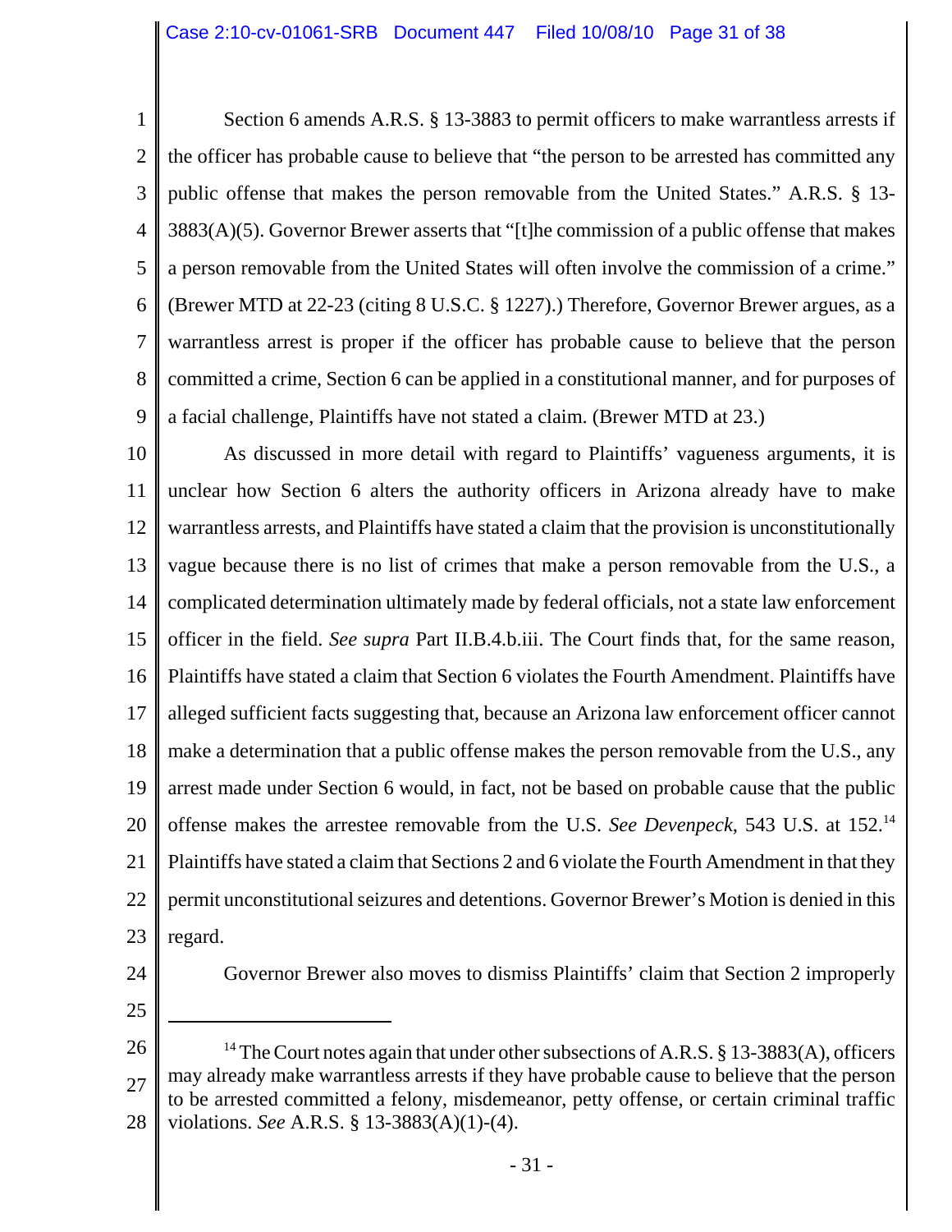Section 6 amends A.R.S. § 13-3883 to permit officers to make warrantless arrests if the officer has probable cause to believe that "the person to be arrested has committed any public offense that makes the person removable from the United States." A.R.S. § 13-3883(A)(5). Governor Brewer asserts that "[t]he commission of a public offense that makes a person removable from the United States will often involve the commission of a crime." (Brewer MTD at 22-23 (citing 8 U.S.C. § 1227).) Therefore, Governor Brewer argues, as a warrantless arrest is proper if the officer has probable cause to believe that the person committed a crime, Section 6 can be applied in a constitutional manner, and for purposes of a facial challenge, Plaintiffs have not stated a claim. (Brewer MTD at 23.)

As discussed in more detail with regard to Plaintiffs' vagueness arguments, it is unclear how Section 6 alters the authority officers in Arizona already have to make warrantless arrests, and Plaintiffs have stated a claim that the provision is unconstitutionally vague because there is no list of crimes that make a person removable from the U.S., a complicated determination ultimately made by federal officials, not a state law enforcement officer in the field. *See supra* Part II.B.4.b.iii. The Court finds that, for the same reason, Plaintiffs have stated a claim that Section 6 violates the Fourth Amendment. Plaintiffs have alleged sufficient facts suggesting that, because an Arizona law enforcement officer cannot make a determination that a public offense makes the person removable from the U.S., any arrest made under Section 6 would, in fact, not be based on probable cause that the public offense makes the arrestee removable from the U.S. *See Devenpeck*, 543 U.S. at 152.[14] Plaintiffs have stated a claim that Sections 2 and 6 violate the Fourth Amendment in that they permit unconstitutional seizures and detentions. Governor Brewer's Motion is denied in this regard.

Governor Brewer also moves to dismiss Plaintiffs' claim that Section 2 improperly

---

[14] The Court notes again that under other subsections of A.R.S. § 13-3883(A), officers may already make warrantless arrests if they have probable cause to believe that the person to be arrested committed a felony, misdemeanor, petty offense, or certain criminal traffic violations. *See* A.R.S. § 13-3883(A)(1)-(4).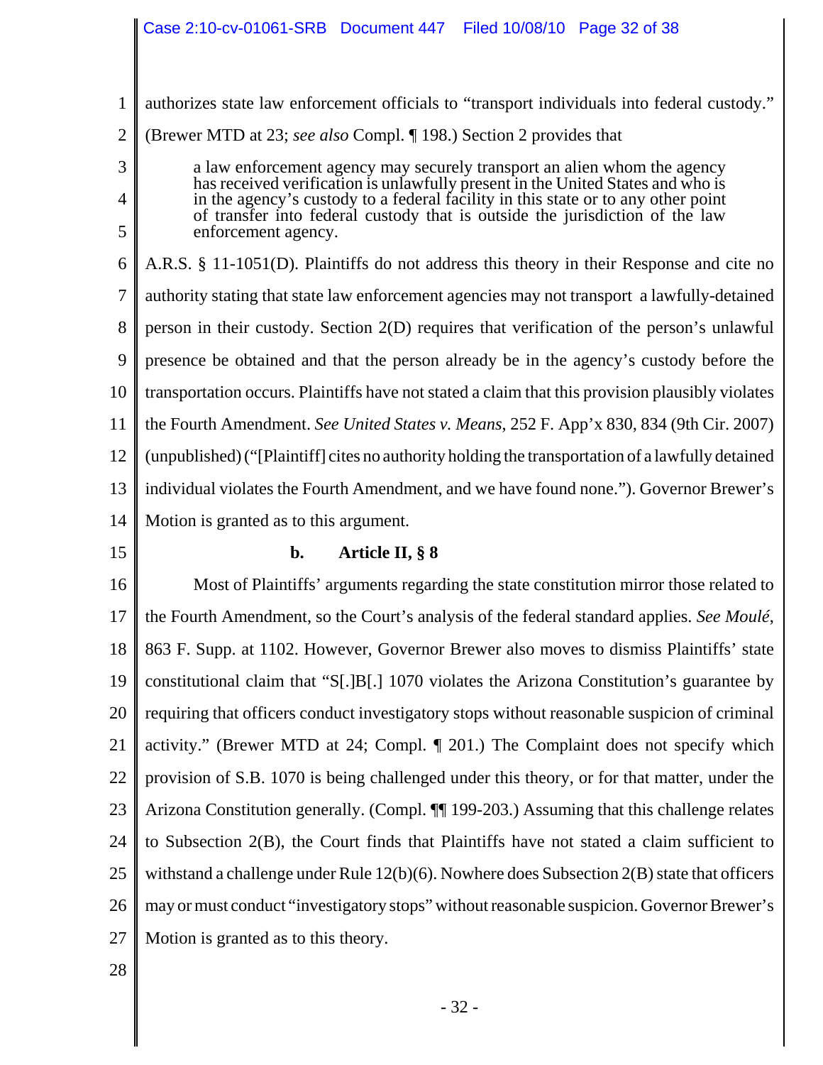authorizes state law enforcement officials to "transport individuals into federal custody." (Brewer MTD at 23; *see also* Compl. ¶ 198.) Section 2 provides that

> a law enforcement agency may securely transport an alien whom the agency has received verification is unlawfully present in the United States and who is in the agency's custody to a federal facility in this state or to any other point of transfer into federal custody that is outside the jurisdiction of the law enforcement agency.

A.R.S. § 11-1051(D). Plaintiffs do not address this theory in their Response and cite no authority stating that state law enforcement agencies may not transport a lawfully-detained person in their custody. Section 2(D) requires that verification of the person's unlawful presence be obtained and that the person already be in the agency's custody before the transportation occurs. Plaintiffs have not stated a claim that this provision plausibly violates the Fourth Amendment. *See United States v. Means*, 252 F. App'x 830, 834 (9th Cir. 2007) (unpublished) ("[Plaintiff] cites no authority holding the transportation of a lawfully detained individual violates the Fourth Amendment, and we have found none."). Governor Brewer's Motion is granted as to this argument.

**b. Article II, § 8**

Most of Plaintiffs' arguments regarding the state constitution mirror those related to the Fourth Amendment, so the Court's analysis of the federal standard applies. *See Moulé*, 863 F. Supp. at 1102. However, Governor Brewer also moves to dismiss Plaintiffs' state constitutional claim that "S[.]B[.] 1070 violates the Arizona Constitution's guarantee by requiring that officers conduct investigatory stops without reasonable suspicion of criminal activity." (Brewer MTD at 24; Compl. ¶ 201.) The Complaint does not specify which provision of S.B. 1070 is being challenged under this theory, or for that matter, under the Arizona Constitution generally. (Compl. ¶¶ 199-203.) Assuming that this challenge relates to Subsection 2(B), the Court finds that Plaintiffs have not stated a claim sufficient to withstand a challenge under Rule 12(b)(6). Nowhere does Subsection 2(B) state that officers may or must conduct "investigatory stops" without reasonable suspicion. Governor Brewer's Motion is granted as to this theory.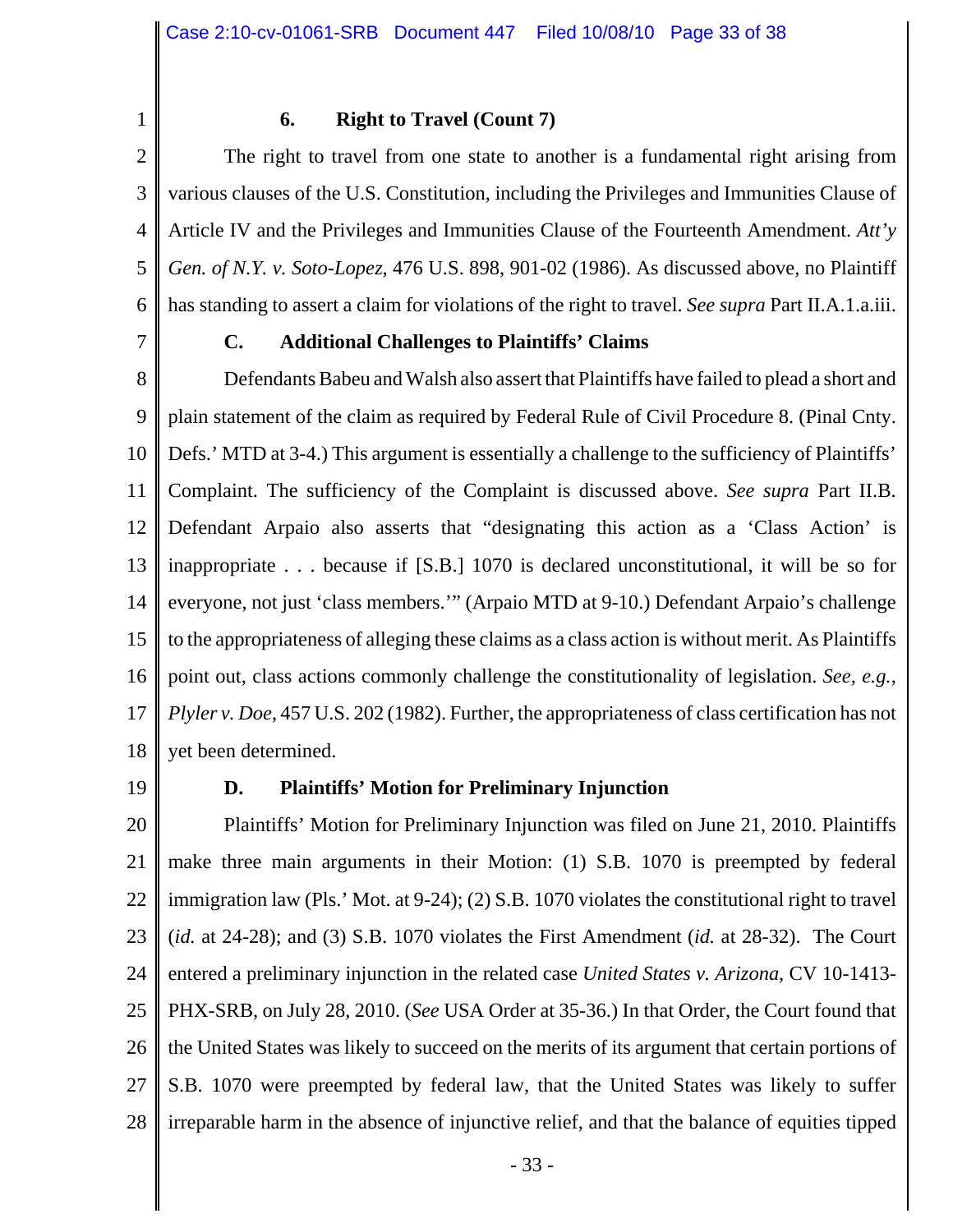### 6. Right to Travel (Count 7)

The right to travel from one state to another is a fundamental right arising from various clauses of the U.S. Constitution, including the Privileges and Immunities Clause of Article IV and the Privileges and Immunities Clause of the Fourteenth Amendment. *Att'y Gen. of N.Y. v. Soto-Lopez*, 476 U.S. 898, 901-02 (1986). As discussed above, no Plaintiff has standing to assert a claim for violations of the right to travel. *See supra* Part II.A.1.a.iii.

## C. Additional Challenges to Plaintiffs' Claims

Defendants Babeu and Walsh also assert that Plaintiffs have failed to plead a short and plain statement of the claim as required by Federal Rule of Civil Procedure 8. (Pinal Cnty. Defs.' MTD at 3-4.) This argument is essentially a challenge to the sufficiency of Plaintiffs' Complaint. The sufficiency of the Complaint is discussed above. *See supra* Part II.B. Defendant Arpaio also asserts that "designating this action as a 'Class Action' is inappropriate . . . because if [S.B.] 1070 is declared unconstitutional, it will be so for everyone, not just 'class members.'" (Arpaio MTD at 9-10.) Defendant Arpaio's challenge to the appropriateness of alleging these claims as a class action is without merit. As Plaintiffs point out, class actions commonly challenge the constitutionality of legislation. *See, e.g.*, *Plyler v. Doe*, 457 U.S. 202 (1982). Further, the appropriateness of class certification has not yet been determined.

## D. Plaintiffs' Motion for Preliminary Injunction

Plaintiffs' Motion for Preliminary Injunction was filed on June 21, 2010. Plaintiffs make three main arguments in their Motion: (1) S.B. 1070 is preempted by federal immigration law (Pls.' Mot. at 9-24); (2) S.B. 1070 violates the constitutional right to travel (*id.* at 24-28); and (3) S.B. 1070 violates the First Amendment (*id.* at 28-32). The Court entered a preliminary injunction in the related case *United States v. Arizona*, CV 10-1413-PHX-SRB, on July 28, 2010. (*See* USA Order at 35-36.) In that Order, the Court found that the United States was likely to succeed on the merits of its argument that certain portions of S.B. 1070 were preempted by federal law, that the United States was likely to suffer irreparable harm in the absence of injunctive relief, and that the balance of equities tipped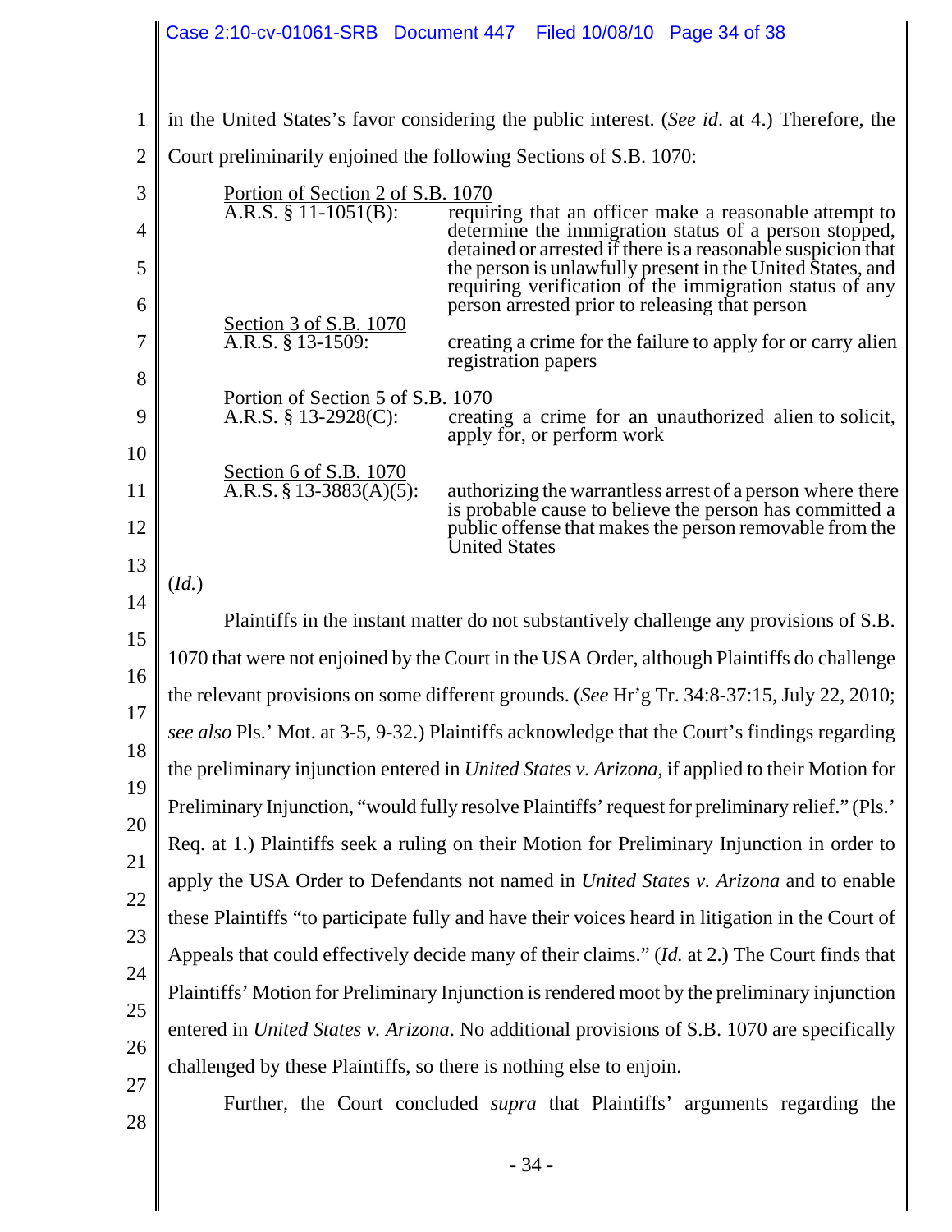in the United States's favor considering the public interest. (*See id*. at 4.) Therefore, the Court preliminarily enjoined the following Sections of S.B. 1070:

| | |
|---|---|
| Portion of Section 2 of S.B. 1070<br>A.R.S. § 11-1051(B): | requiring that an officer make a reasonable attempt to determine the immigration status of a person stopped, detained or arrested if there is a reasonable suspicion that the person is unlawfully present in the United States, and requiring verification of the immigration status of any person arrested prior to releasing that person |
| Section 3 of S.B. 1070<br>A.R.S. § 13-1509: | creating a crime for the failure to apply for or carry alien registration papers |
| Portion of Section 5 of S.B. 1070<br>A.R.S. § 13-2928(C): | creating a crime for an unauthorized alien to solicit, apply for, or perform work |
| Section 6 of S.B. 1070<br>A.R.S. § 13-3883(A)(5): | authorizing the warrantless arrest of a person where there is probable cause to believe the person has committed a public offense that makes the person removable from the United States |

(*Id.*)

Plaintiffs in the instant matter do not substantively challenge any provisions of S.B. 1070 that were not enjoined by the Court in the USA Order, although Plaintiffs do challenge the relevant provisions on some different grounds. (*See* Hr'g Tr. 34:8-37:15, July 22, 2010; *see also* Pls.' Mot. at 3-5, 9-32.) Plaintiffs acknowledge that the Court's findings regarding the preliminary injunction entered in *United States v. Arizona*, if applied to their Motion for Preliminary Injunction, "would fully resolve Plaintiffs' request for preliminary relief." (Pls.' Req. at 1.) Plaintiffs seek a ruling on their Motion for Preliminary Injunction in order to apply the USA Order to Defendants not named in *United States v. Arizona* and to enable these Plaintiffs "to participate fully and have their voices heard in litigation in the Court of Appeals that could effectively decide many of their claims." (*Id.* at 2.) The Court finds that Plaintiffs' Motion for Preliminary Injunction is rendered moot by the preliminary injunction entered in *United States v. Arizona*. No additional provisions of S.B. 1070 are specifically challenged by these Plaintiffs, so there is nothing else to enjoin.

Further, the Court concluded *supra* that Plaintiffs' arguments regarding the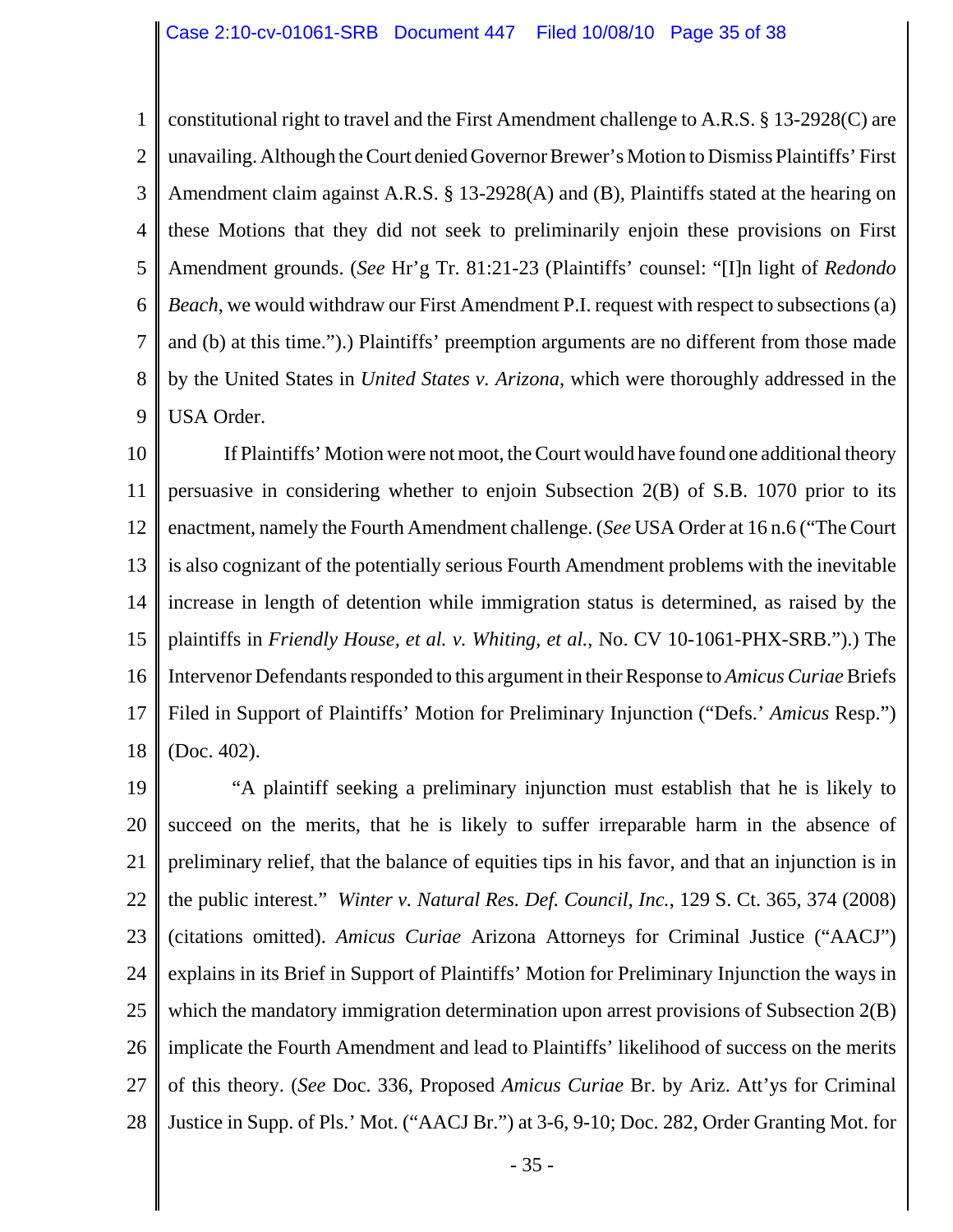constitutional right to travel and the First Amendment challenge to A.R.S. § 13-2928(C) are unavailing. Although the Court denied Governor Brewer's Motion to Dismiss Plaintiffs' First Amendment claim against A.R.S. § 13-2928(A) and (B), Plaintiffs stated at the hearing on these Motions that they did not seek to preliminarily enjoin these provisions on First Amendment grounds. (*See* Hr'g Tr. 81:21-23 (Plaintiffs' counsel: "[I]n light of *Redondo Beach*, we would withdraw our First Amendment P.I. request with respect to subsections (a) and (b) at this time.").) Plaintiffs' preemption arguments are no different from those made by the United States in *United States v. Arizona*, which were thoroughly addressed in the USA Order.

If Plaintiffs' Motion were not moot, the Court would have found one additional theory persuasive in considering whether to enjoin Subsection 2(B) of S.B. 1070 prior to its enactment, namely the Fourth Amendment challenge. (*See* USA Order at 16 n.6 ("The Court is also cognizant of the potentially serious Fourth Amendment problems with the inevitable increase in length of detention while immigration status is determined, as raised by the plaintiffs in *Friendly House, et al. v. Whiting, et al.*, No. CV 10-1061-PHX-SRB.").) The Intervenor Defendants responded to this argument in their Response to *Amicus Curiae* Briefs Filed in Support of Plaintiffs' Motion for Preliminary Injunction ("Defs.' *Amicus* Resp.") (Doc. 402).

"A plaintiff seeking a preliminary injunction must establish that he is likely to succeed on the merits, that he is likely to suffer irreparable harm in the absence of preliminary relief, that the balance of equities tips in his favor, and that an injunction is in the public interest." *Winter v. Natural Res. Def. Council, Inc.*, 129 S. Ct. 365, 374 (2008) (citations omitted). *Amicus Curiae* Arizona Attorneys for Criminal Justice ("AACJ") explains in its Brief in Support of Plaintiffs' Motion for Preliminary Injunction the ways in which the mandatory immigration determination upon arrest provisions of Subsection 2(B) implicate the Fourth Amendment and lead to Plaintiffs' likelihood of success on the merits of this theory. (*See* Doc. 336, Proposed *Amicus Curiae* Br. by Ariz. Att'ys for Criminal Justice in Supp. of Pls.' Mot. ("AACJ Br.") at 3-6, 9-10; Doc. 282, Order Granting Mot. for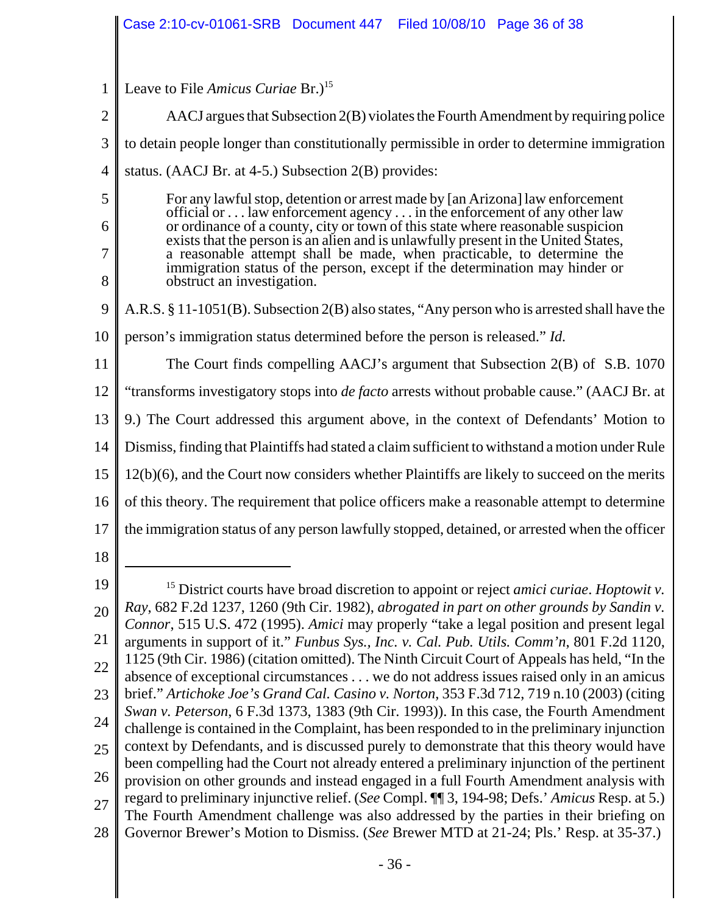Leave to File *Amicus Curiae* Br.)[15]

AACJ argues that Subsection 2(B) violates the Fourth Amendment by requiring police to detain people longer than constitutionally permissible in order to determine immigration status. (AACJ Br. at 4-5.) Subsection 2(B) provides:

> For any lawful stop, detention or arrest made by [an Arizona] law enforcement official or . . . law enforcement agency . . . in the enforcement of any other law or ordinance of a county, city or town of this state where reasonable suspicion exists that the person is an alien and is unlawfully present in the United States, a reasonable attempt shall be made, when practicable, to determine the immigration status of the person, except if the determination may hinder or obstruct an investigation.

A.R.S. § 11-1051(B). Subsection 2(B) also states, "Any person who is arrested shall have the person's immigration status determined before the person is released." *Id.*

The Court finds compelling AACJ's argument that Subsection 2(B) of S.B. 1070 "transforms investigatory stops into *de facto* arrests without probable cause." (AACJ Br. at 9.) The Court addressed this argument above, in the context of Defendants' Motion to Dismiss, finding that Plaintiffs had stated a claim sufficient to withstand a motion under Rule 12(b)(6), and the Court now considers whether Plaintiffs are likely to succeed on the merits of this theory. The requirement that police officers make a reasonable attempt to determine the immigration status of any person lawfully stopped, detained, or arrested when the officer

---

[15] District courts have broad discretion to appoint or reject *amici curiae*. *Hoptowit v. Ray*, 682 F.2d 1237, 1260 (9th Cir. 1982), *abrogated in part on other grounds by Sandin v. Connor*, 515 U.S. 472 (1995). *Amici* may properly "take a legal position and present legal arguments in support of it." *Funbus Sys., Inc. v. Cal. Pub. Utils. Comm'n,* 801 F.2d 1120, 1125 (9th Cir. 1986) (citation omitted). The Ninth Circuit Court of Appeals has held, "In the absence of exceptional circumstances . . . we do not address issues raised only in an amicus brief." *Artichoke Joe's Grand Cal. Casino v. Norton*, 353 F.3d 712, 719 n.10 (2003) (citing *Swan v. Peterson*, 6 F.3d 1373, 1383 (9th Cir. 1993)). In this case, the Fourth Amendment challenge is contained in the Complaint, has been responded to in the preliminary injunction context by Defendants, and is discussed purely to demonstrate that this theory would have been compelling had the Court not already entered a preliminary injunction of the pertinent provision on other grounds and instead engaged in a full Fourth Amendment analysis with regard to preliminary injunctive relief. (*See* Compl. ¶¶ 3, 194-98; Defs.' *Amicus* Resp. at 5.) The Fourth Amendment challenge was also addressed by the parties in their briefing on Governor Brewer's Motion to Dismiss. (*See* Brewer MTD at 21-24; Pls.' Resp. at 35-37.)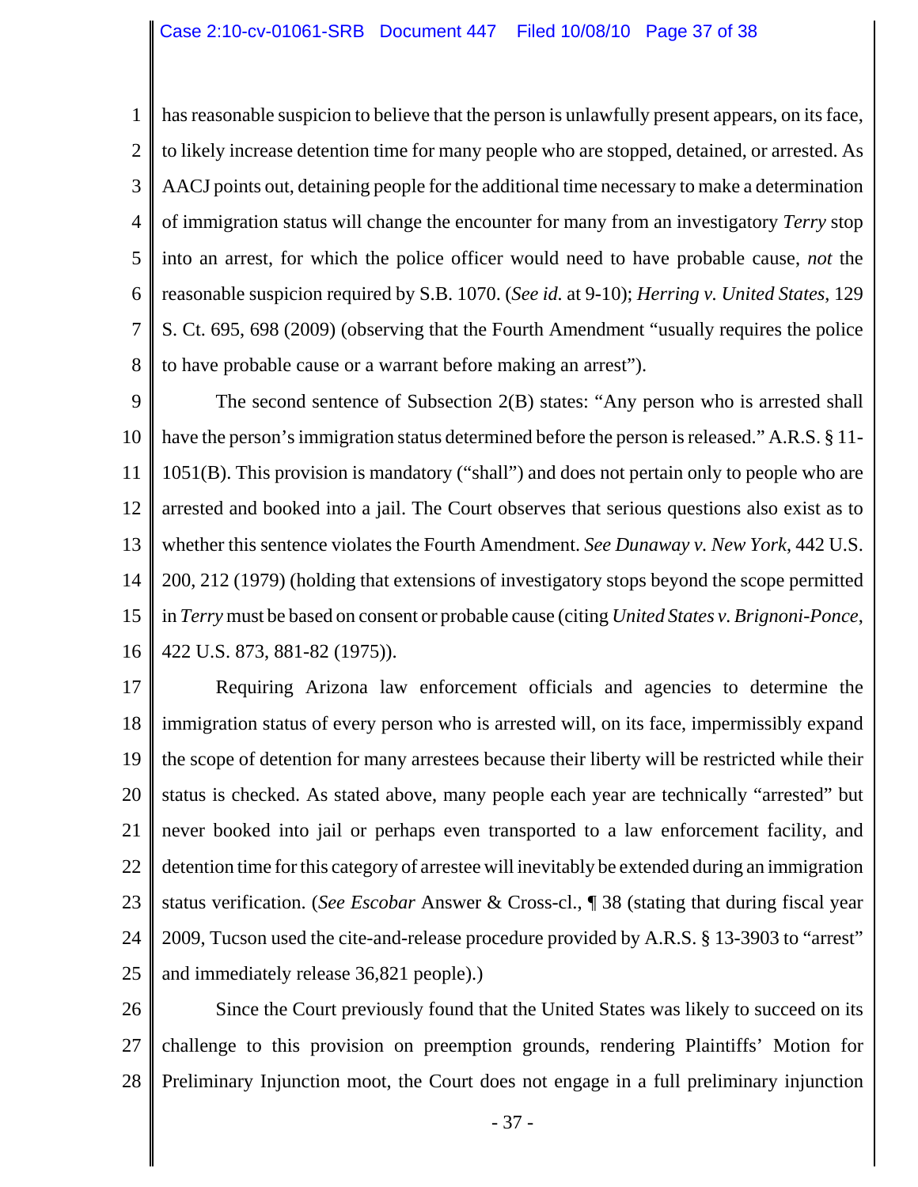has reasonable suspicion to believe that the person is unlawfully present appears, on its face, to likely increase detention time for many people who are stopped, detained, or arrested. As AACJ points out, detaining people for the additional time necessary to make a determination of immigration status will change the encounter for many from an investigatory *Terry* stop into an arrest, for which the police officer would need to have probable cause, *not* the reasonable suspicion required by S.B. 1070. (*See id.* at 9-10); *Herring v. United States*, 129 S. Ct. 695, 698 (2009) (observing that the Fourth Amendment "usually requires the police to have probable cause or a warrant before making an arrest").

The second sentence of Subsection 2(B) states: "Any person who is arrested shall have the person's immigration status determined before the person is released." A.R.S. § 11-1051(B). This provision is mandatory ("shall") and does not pertain only to people who are arrested and booked into a jail. The Court observes that serious questions also exist as to whether this sentence violates the Fourth Amendment. *See Dunaway v. New York*, 442 U.S. 200, 212 (1979) (holding that extensions of investigatory stops beyond the scope permitted in *Terry* must be based on consent or probable cause (citing *United States v. Brignoni-Ponce*, 422 U.S. 873, 881-82 (1975)).

Requiring Arizona law enforcement officials and agencies to determine the immigration status of every person who is arrested will, on its face, impermissibly expand the scope of detention for many arrestees because their liberty will be restricted while their status is checked. As stated above, many people each year are technically "arrested" but never booked into jail or perhaps even transported to a law enforcement facility, and detention time for this category of arrestee will inevitably be extended during an immigration status verification. (*See Escobar* Answer & Cross-cl., ¶ 38 (stating that during fiscal year 2009, Tucson used the cite-and-release procedure provided by A.R.S. § 13-3903 to "arrest" and immediately release 36,821 people).)

Since the Court previously found that the United States was likely to succeed on its challenge to this provision on preemption grounds, rendering Plaintiffs' Motion for Preliminary Injunction moot, the Court does not engage in a full preliminary injunction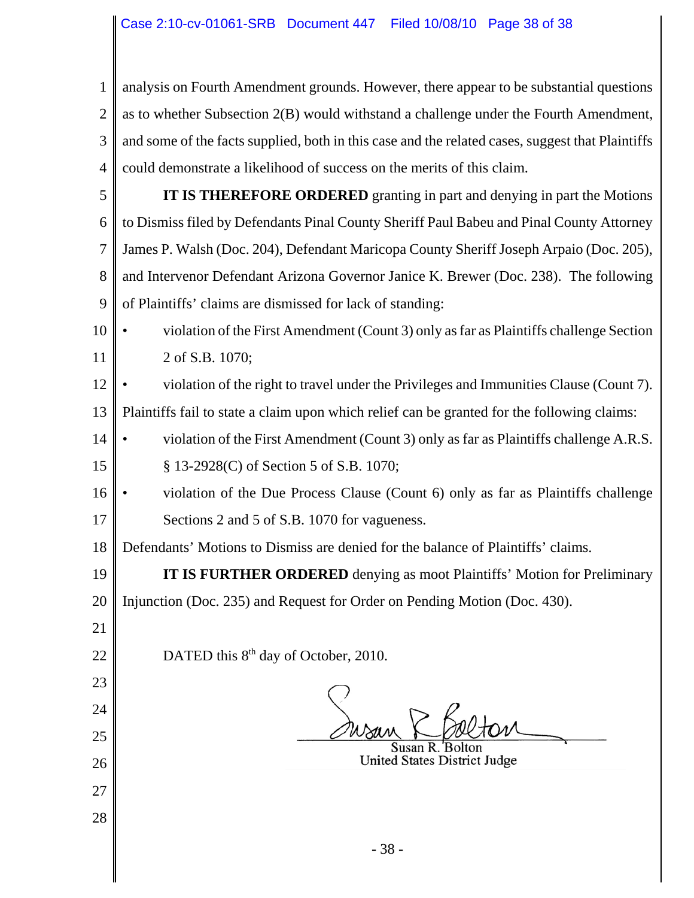analysis on Fourth Amendment grounds. However, there appear to be substantial questions as to whether Subsection 2(B) would withstand a challenge under the Fourth Amendment, and some of the facts supplied, both in this case and the related cases, suggest that Plaintiffs could demonstrate a likelihood of success on the merits of this claim.

**IT IS THEREFORE ORDERED** granting in part and denying in part the Motions to Dismiss filed by Defendants Pinal County Sheriff Paul Babeu and Pinal County Attorney James P. Walsh (Doc. 204), Defendant Maricopa County Sheriff Joseph Arpaio (Doc. 205), and Intervenor Defendant Arizona Governor Janice K. Brewer (Doc. 238). The following of Plaintiffs' claims are dismissed for lack of standing:

- violation of the First Amendment (Count 3) only as far as Plaintiffs challenge Section 2 of S.B. 1070;
- violation of the right to travel under the Privileges and Immunities Clause (Count 7).

Plaintiffs fail to state a claim upon which relief can be granted for the following claims:

- violation of the First Amendment (Count 3) only as far as Plaintiffs challenge A.R.S. § 13-2928(C) of Section 5 of S.B. 1070;
- violation of the Due Process Clause (Count 6) only as far as Plaintiffs challenge Sections 2 and 5 of S.B. 1070 for vagueness.

Defendants' Motions to Dismiss are denied for the balance of Plaintiffs' claims.

**IT IS FURTHER ORDERED** denying as moot Plaintiffs' Motion for Preliminary Injunction (Doc. 235) and Request for Order on Pending Motion (Doc. 430).

DATED this 8th day of October, 2010.

Susan R. Bolton
United States District Judge